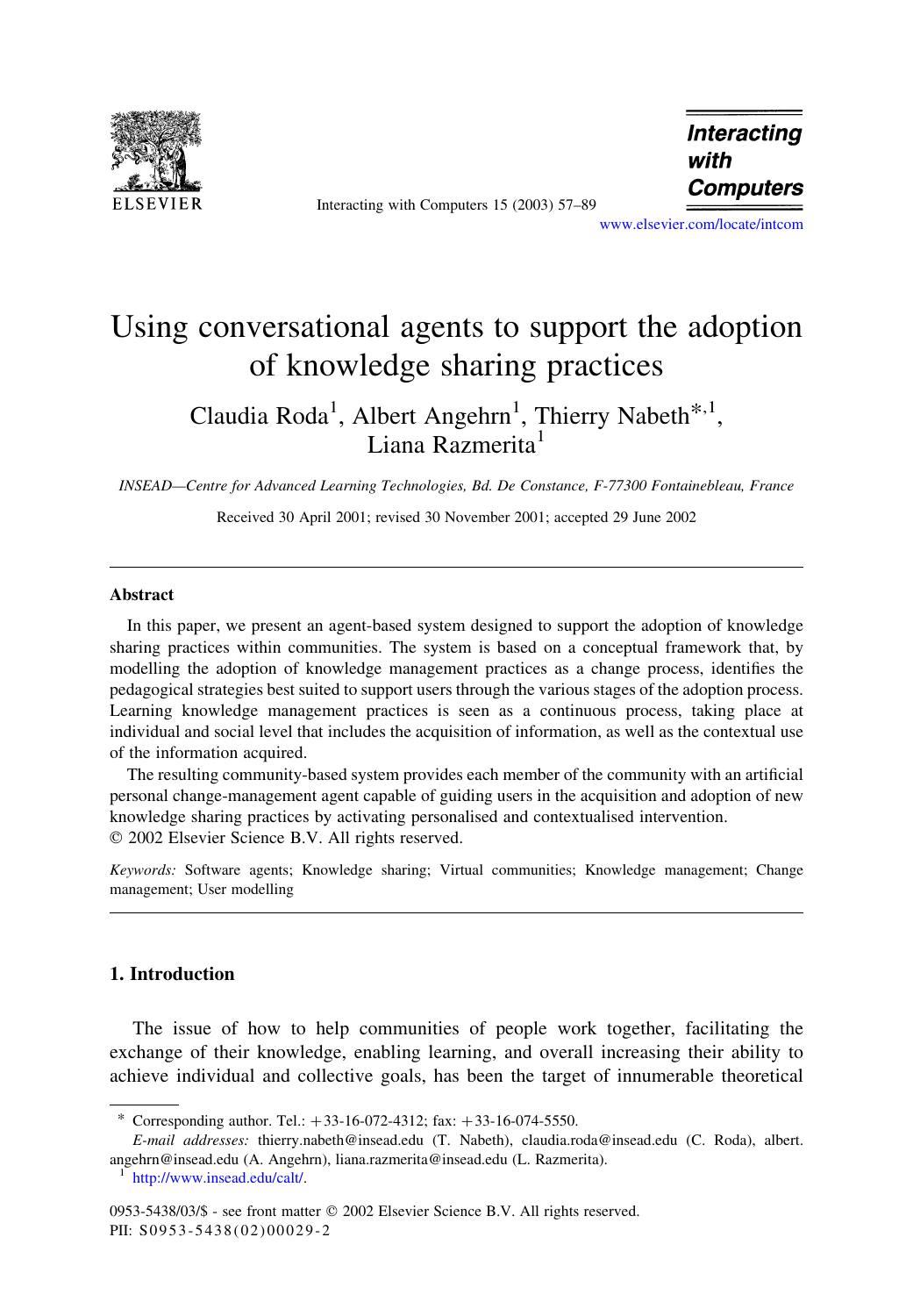# Using conversational agents to support the adoption of knowledge sharing practices

Claudia Roda[1], Albert Angehrn[1], Thierry Nabeth*[,1], Liana Razmerita[1]

*INSEAD—Centre for Advanced Learning Technologies, Bd. De Constance, F-77300 Fontainebleau, France*

Received 30 April 2001; revised 30 November 2001; accepted 29 June 2002

## Abstract

In this paper, we present an agent-based system designed to support the adoption of knowledge sharing practices within communities. The system is based on a conceptual framework that, by modelling the adoption of knowledge management practices as a change process, identifies the pedagogical strategies best suited to support users through the various stages of the adoption process. Learning knowledge management practices is seen as a continuous process, taking place at individual and social level that includes the acquisition of information, as well as the contextual use of the information acquired.

The resulting community-based system provides each member of the community with an artificial personal change-management agent capable of guiding users in the acquisition and adoption of new knowledge sharing practices by activating personalised and contextualised intervention.

© 2002 Elsevier Science B.V. All rights reserved.

*Keywords:* Software agents; Knowledge sharing; Virtual communities; Knowledge management; Change management; User modelling

## 1. Introduction

The issue of how to help communities of people work together, facilitating the exchange of their knowledge, enabling learning, and overall increasing their ability to achieve individual and collective goals, has been the target of innumerable theoretical

---

\* Corresponding author. Tel.: +33-16-072-4312; fax: +33-16-074-5550.

*E-mail addresses:* thierry.nabeth@insead.edu (T. Nabeth), claudia.roda@insead.edu (C. Roda), albert.angehrn@insead.edu (A. Angehrn), liana.razmerita@insead.edu (L. Razmerita).

[1] http://www.insead.edu/calt/.

0953-5438/03/$ - see front matter © 2002 Elsevier Science B.V. All rights reserved.
PII: S0953-5438(02)00029-2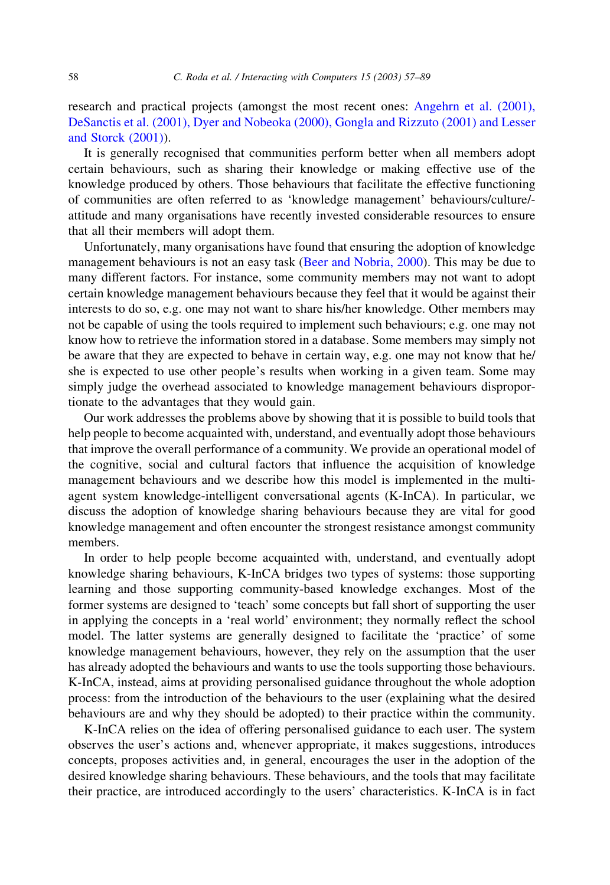research and practical projects (amongst the most recent ones: Angehrn et al. (2001), DeSanctis et al. (2001), Dyer and Nobeoka (2000), Gongla and Rizzuto (2001) and Lesser and Storck (2001)).

It is generally recognised that communities perform better when all members adopt certain behaviours, such as sharing their knowledge or making effective use of the knowledge produced by others. Those behaviours that facilitate the effective functioning of communities are often referred to as 'knowledge management' behaviours/culture/-attitude and many organisations have recently invested considerable resources to ensure that all their members will adopt them.

Unfortunately, many organisations have found that ensuring the adoption of knowledge management behaviours is not an easy task (Beer and Nobria, 2000). This may be due to many different factors. For instance, some community members may not want to adopt certain knowledge management behaviours because they feel that it would be against their interests to do so, e.g. one may not want to share his/her knowledge. Other members may not be capable of using the tools required to implement such behaviours; e.g. one may not know how to retrieve the information stored in a database. Some members may simply not be aware that they are expected to behave in certain way, e.g. one may not know that he/she is expected to use other people's results when working in a given team. Some may simply judge the overhead associated to knowledge management behaviours disproportionate to the advantages that they would gain.

Our work addresses the problems above by showing that it is possible to build tools that help people to become acquainted with, understand, and eventually adopt those behaviours that improve the overall performance of a community. We provide an operational model of the cognitive, social and cultural factors that influence the acquisition of knowledge management behaviours and we describe how this model is implemented in the multi-agent system knowledge-intelligent conversational agents (K-InCA). In particular, we discuss the adoption of knowledge sharing behaviours because they are vital for good knowledge management and often encounter the strongest resistance amongst community members.

In order to help people become acquainted with, understand, and eventually adopt knowledge sharing behaviours, K-InCA bridges two types of systems: those supporting learning and those supporting community-based knowledge exchanges. Most of the former systems are designed to 'teach' some concepts but fall short of supporting the user in applying the concepts in a 'real world' environment; they normally reflect the school model. The latter systems are generally designed to facilitate the 'practice' of some knowledge management behaviours, however, they rely on the assumption that the user has already adopted the behaviours and wants to use the tools supporting those behaviours. K-InCA, instead, aims at providing personalised guidance throughout the whole adoption process: from the introduction of the behaviours to the user (explaining what the desired behaviours are and why they should be adopted) to their practice within the community.

K-InCA relies on the idea of offering personalised guidance to each user. The system observes the user's actions and, whenever appropriate, it makes suggestions, introduces concepts, proposes activities and, in general, encourages the user in the adoption of the desired knowledge sharing behaviours. These behaviours, and the tools that may facilitate their practice, are introduced accordingly to the users' characteristics. K-InCA is in fact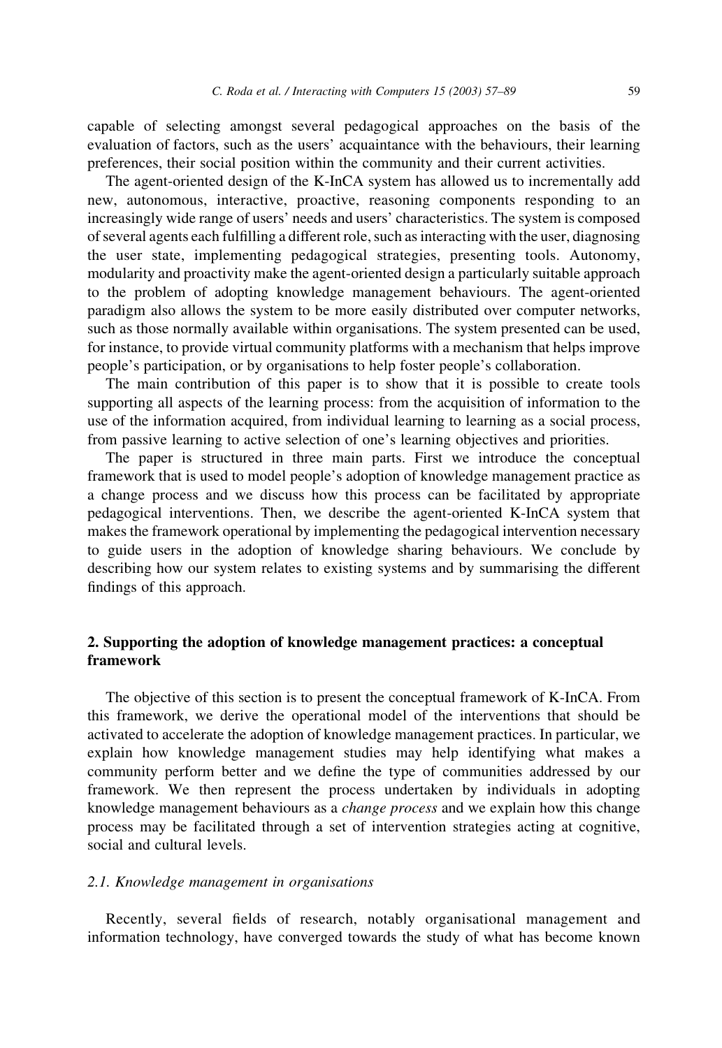capable of selecting amongst several pedagogical approaches on the basis of the evaluation of factors, such as the users' acquaintance with the behaviours, their learning preferences, their social position within the community and their current activities.

The agent-oriented design of the K-InCA system has allowed us to incrementally add new, autonomous, interactive, proactive, reasoning components responding to an increasingly wide range of users' needs and users' characteristics. The system is composed of several agents each fulfilling a different role, such as interacting with the user, diagnosing the user state, implementing pedagogical strategies, presenting tools. Autonomy, modularity and proactivity make the agent-oriented design a particularly suitable approach to the problem of adopting knowledge management behaviours. The agent-oriented paradigm also allows the system to be more easily distributed over computer networks, such as those normally available within organisations. The system presented can be used, for instance, to provide virtual community platforms with a mechanism that helps improve people's participation, or by organisations to help foster people's collaboration.

The main contribution of this paper is to show that it is possible to create tools supporting all aspects of the learning process: from the acquisition of information to the use of the information acquired, from individual learning to learning as a social process, from passive learning to active selection of one's learning objectives and priorities.

The paper is structured in three main parts. First we introduce the conceptual framework that is used to model people's adoption of knowledge management practice as a change process and we discuss how this process can be facilitated by appropriate pedagogical interventions. Then, we describe the agent-oriented K-InCA system that makes the framework operational by implementing the pedagogical intervention necessary to guide users in the adoption of knowledge sharing behaviours. We conclude by describing how our system relates to existing systems and by summarising the different findings of this approach.

## 2. Supporting the adoption of knowledge management practices: a conceptual framework

The objective of this section is to present the conceptual framework of K-InCA. From this framework, we derive the operational model of the interventions that should be activated to accelerate the adoption of knowledge management practices. In particular, we explain how knowledge management studies may help identifying what makes a community perform better and we define the type of communities addressed by our framework. We then represent the process undertaken by individuals in adopting knowledge management behaviours as a *change process* and we explain how this change process may be facilitated through a set of intervention strategies acting at cognitive, social and cultural levels.

### *2.1. Knowledge management in organisations*

Recently, several fields of research, notably organisational management and information technology, have converged towards the study of what has become known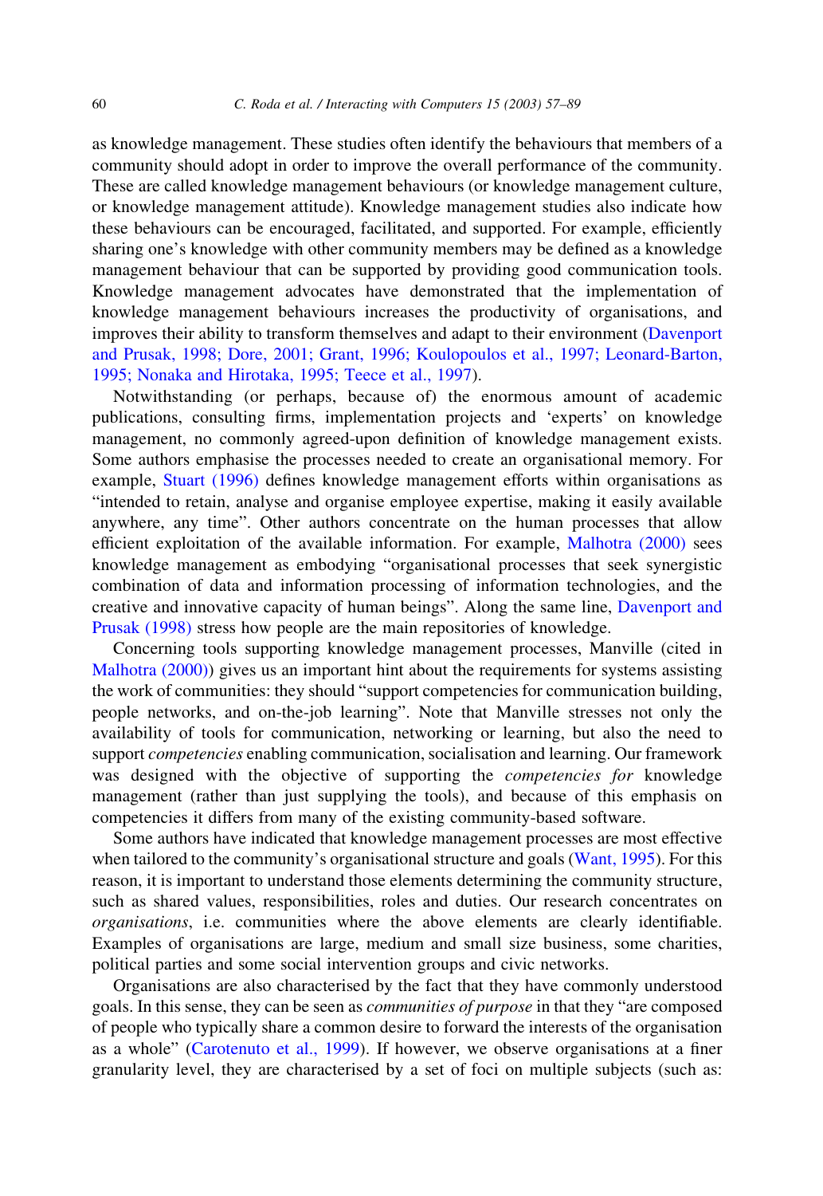as knowledge management. These studies often identify the behaviours that members of a community should adopt in order to improve the overall performance of the community. These are called knowledge management behaviours (or knowledge management culture, or knowledge management attitude). Knowledge management studies also indicate how these behaviours can be encouraged, facilitated, and supported. For example, efficiently sharing one's knowledge with other community members may be defined as a knowledge management behaviour that can be supported by providing good communication tools. Knowledge management advocates have demonstrated that the implementation of knowledge management behaviours increases the productivity of organisations, and improves their ability to transform themselves and adapt to their environment (Davenport and Prusak, 1998; Dore, 2001; Grant, 1996; Koulopoulos et al., 1997; Leonard-Barton, 1995; Nonaka and Hirotaka, 1995; Teece et al., 1997).

Notwithstanding (or perhaps, because of) the enormous amount of academic publications, consulting firms, implementation projects and 'experts' on knowledge management, no commonly agreed-upon definition of knowledge management exists. Some authors emphasise the processes needed to create an organisational memory. For example, Stuart (1996) defines knowledge management efforts within organisations as "intended to retain, analyse and organise employee expertise, making it easily available anywhere, any time". Other authors concentrate on the human processes that allow efficient exploitation of the available information. For example, Malhotra (2000) sees knowledge management as embodying "organisational processes that seek synergistic combination of data and information processing of information technologies, and the creative and innovative capacity of human beings". Along the same line, Davenport and Prusak (1998) stress how people are the main repositories of knowledge.

Concerning tools supporting knowledge management processes, Manville (cited in Malhotra (2000)) gives us an important hint about the requirements for systems assisting the work of communities: they should "support competencies for communication building, people networks, and on-the-job learning". Note that Manville stresses not only the availability of tools for communication, networking or learning, but also the need to support *competencies* enabling communication, socialisation and learning. Our framework was designed with the objective of supporting the *competencies for* knowledge management (rather than just supplying the tools), and because of this emphasis on competencies it differs from many of the existing community-based software.

Some authors have indicated that knowledge management processes are most effective when tailored to the community's organisational structure and goals (Want, 1995). For this reason, it is important to understand those elements determining the community structure, such as shared values, responsibilities, roles and duties. Our research concentrates on *organisations*, i.e. communities where the above elements are clearly identifiable. Examples of organisations are large, medium and small size business, some charities, political parties and some social intervention groups and civic networks.

Organisations are also characterised by the fact that they have commonly understood goals. In this sense, they can be seen as *communities of purpose* in that they "are composed of people who typically share a common desire to forward the interests of the organisation as a whole" (Carotenuto et al., 1999). If however, we observe organisations at a finer granularity level, they are characterised by a set of foci on multiple subjects (such as: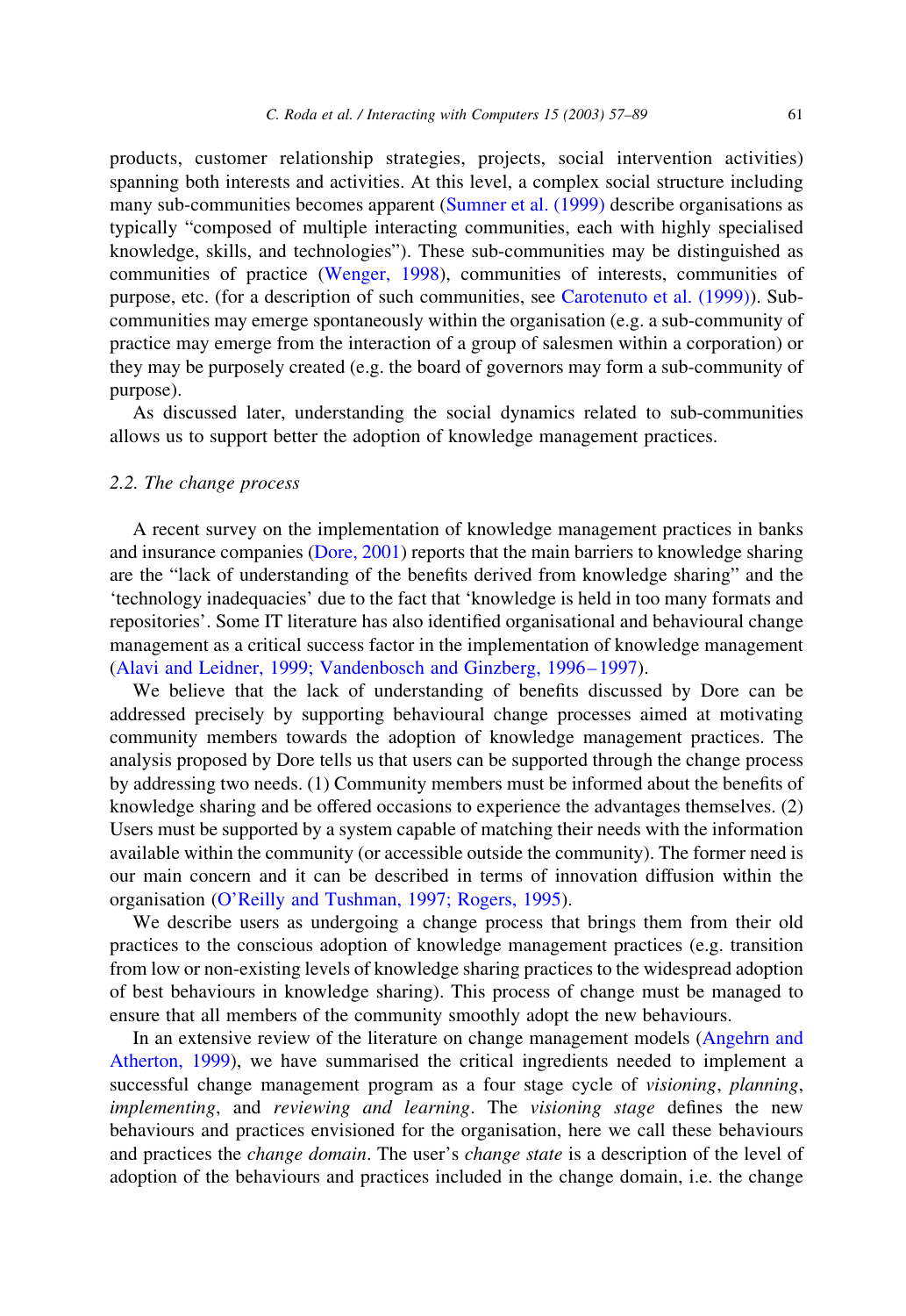products, customer relationship strategies, projects, social intervention activities) spanning both interests and activities. At this level, a complex social structure including many sub-communities becomes apparent (Sumner et al. (1999) describe organisations as typically "composed of multiple interacting communities, each with highly specialised knowledge, skills, and technologies"). These sub-communities may be distinguished as communities of practice (Wenger, 1998), communities of interests, communities of purpose, etc. (for a description of such communities, see Carotenuto et al. (1999)). Sub-communities may emerge spontaneously within the organisation (e.g. a sub-community of practice may emerge from the interaction of a group of salesmen within a corporation) or they may be purposely created (e.g. the board of governors may form a sub-community of purpose).

As discussed later, understanding the social dynamics related to sub-communities allows us to support better the adoption of knowledge management practices.

### 2.2. The change process

A recent survey on the implementation of knowledge management practices in banks and insurance companies (Dore, 2001) reports that the main barriers to knowledge sharing are the "lack of understanding of the benefits derived from knowledge sharing" and the 'technology inadequacies' due to the fact that 'knowledge is held in too many formats and repositories'. Some IT literature has also identified organisational and behavioural change management as a critical success factor in the implementation of knowledge management (Alavi and Leidner, 1999; Vandenbosch and Ginzberg, 1996–1997).

We believe that the lack of understanding of benefits discussed by Dore can be addressed precisely by supporting behavioural change processes aimed at motivating community members towards the adoption of knowledge management practices. The analysis proposed by Dore tells us that users can be supported through the change process by addressing two needs. (1) Community members must be informed about the benefits of knowledge sharing and be offered occasions to experience the advantages themselves. (2) Users must be supported by a system capable of matching their needs with the information available within the community (or accessible outside the community). The former need is our main concern and it can be described in terms of innovation diffusion within the organisation (O'Reilly and Tushman, 1997; Rogers, 1995).

We describe users as undergoing a change process that brings them from their old practices to the conscious adoption of knowledge management practices (e.g. transition from low or non-existing levels of knowledge sharing practices to the widespread adoption of best behaviours in knowledge sharing). This process of change must be managed to ensure that all members of the community smoothly adopt the new behaviours.

In an extensive review of the literature on change management models (Angehrn and Atherton, 1999), we have summarised the critical ingredients needed to implement a successful change management program as a four stage cycle of *visioning*, *planning*, *implementing*, and *reviewing and learning*. The *visioning stage* defines the new behaviours and practices envisioned for the organisation, here we call these behaviours and practices the *change domain*. The user's *change state* is a description of the level of adoption of the behaviours and practices included in the change domain, i.e. the change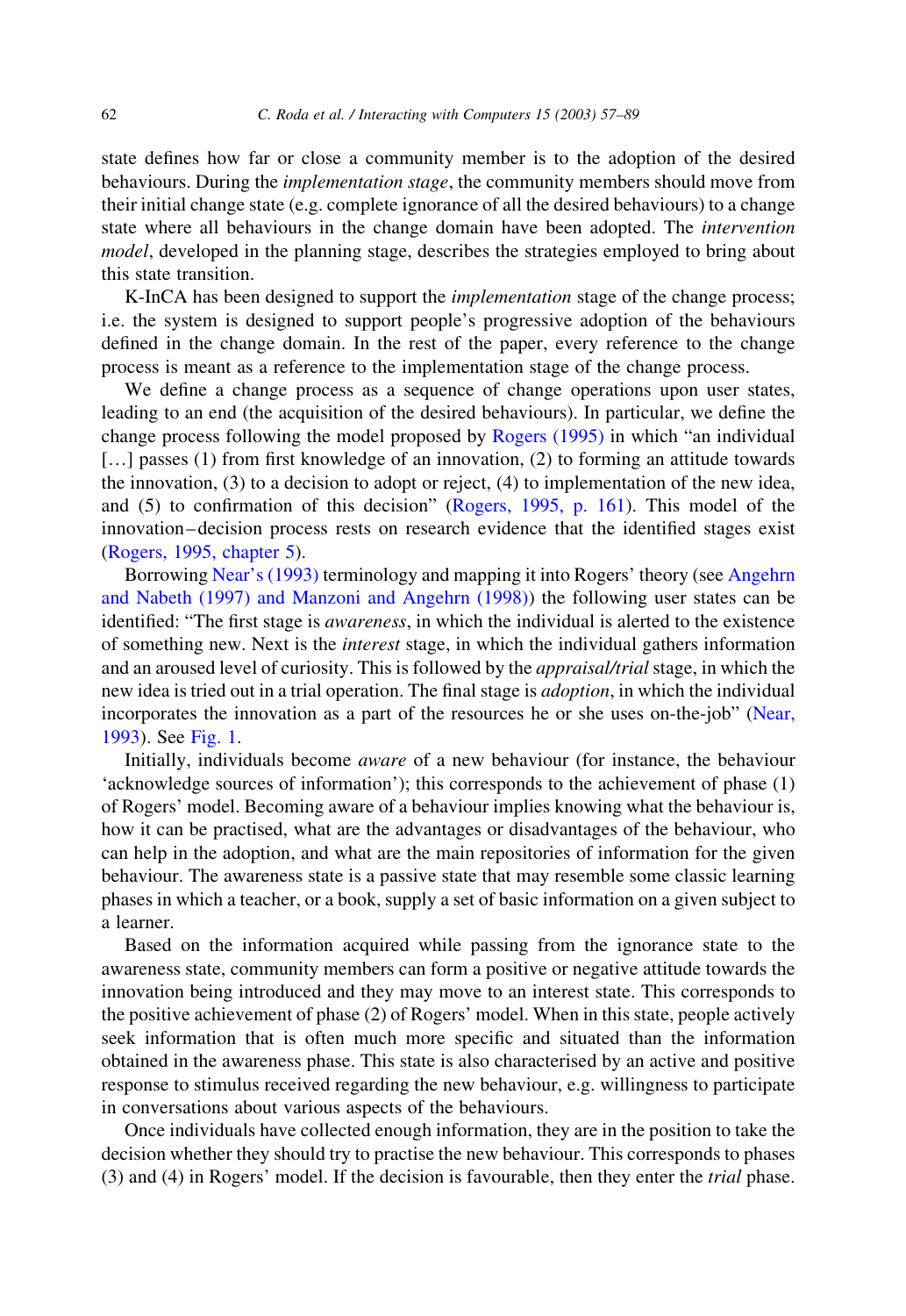state defines how far or close a community member is to the adoption of the desired behaviours. During the *implementation stage*, the community members should move from their initial change state (e.g. complete ignorance of all the desired behaviours) to a change state where all behaviours in the change domain have been adopted. The *intervention model*, developed in the planning stage, describes the strategies employed to bring about this state transition.

K-InCA has been designed to support the *implementation* stage of the change process; i.e. the system is designed to support people's progressive adoption of the behaviours defined in the change domain. In the rest of the paper, every reference to the change process is meant as a reference to the implementation stage of the change process.

We define a change process as a sequence of change operations upon user states, leading to an end (the acquisition of the desired behaviours). In particular, we define the change process following the model proposed by Rogers (1995) in which "an individual […] passes (1) from first knowledge of an innovation, (2) to forming an attitude towards the innovation, (3) to a decision to adopt or reject, (4) to implementation of the new idea, and (5) to confirmation of this decision" (Rogers, 1995, p. 161). This model of the innovation–decision process rests on research evidence that the identified stages exist (Rogers, 1995, chapter 5).

Borrowing Near's (1993) terminology and mapping it into Rogers' theory (see Angehrn and Nabeth (1997) and Manzoni and Angehrn (1998)) the following user states can be identified: "The first stage is *awareness*, in which the individual is alerted to the existence of something new. Next is the *interest* stage, in which the individual gathers information and an aroused level of curiosity. This is followed by the *appraisal/trial* stage, in which the new idea is tried out in a trial operation. The final stage is *adoption*, in which the individual incorporates the innovation as a part of the resources he or she uses on-the-job" (Near, 1993). See Fig. 1.

Initially, individuals become *aware* of a new behaviour (for instance, the behaviour 'acknowledge sources of information'); this corresponds to the achievement of phase (1) of Rogers' model. Becoming aware of a behaviour implies knowing what the behaviour is, how it can be practised, what are the advantages or disadvantages of the behaviour, who can help in the adoption, and what are the main repositories of information for the given behaviour. The awareness state is a passive state that may resemble some classic learning phases in which a teacher, or a book, supply a set of basic information on a given subject to a learner.

Based on the information acquired while passing from the ignorance state to the awareness state, community members can form a positive or negative attitude towards the innovation being introduced and they may move to an interest state. This corresponds to the positive achievement of phase (2) of Rogers' model. When in this state, people actively seek information that is often much more specific and situated than the information obtained in the awareness phase. This state is also characterised by an active and positive response to stimulus received regarding the new behaviour, e.g. willingness to participate in conversations about various aspects of the behaviours.

Once individuals have collected enough information, they are in the position to take the decision whether they should try to practise the new behaviour. This corresponds to phases (3) and (4) in Rogers' model. If the decision is favourable, then they enter the *trial* phase.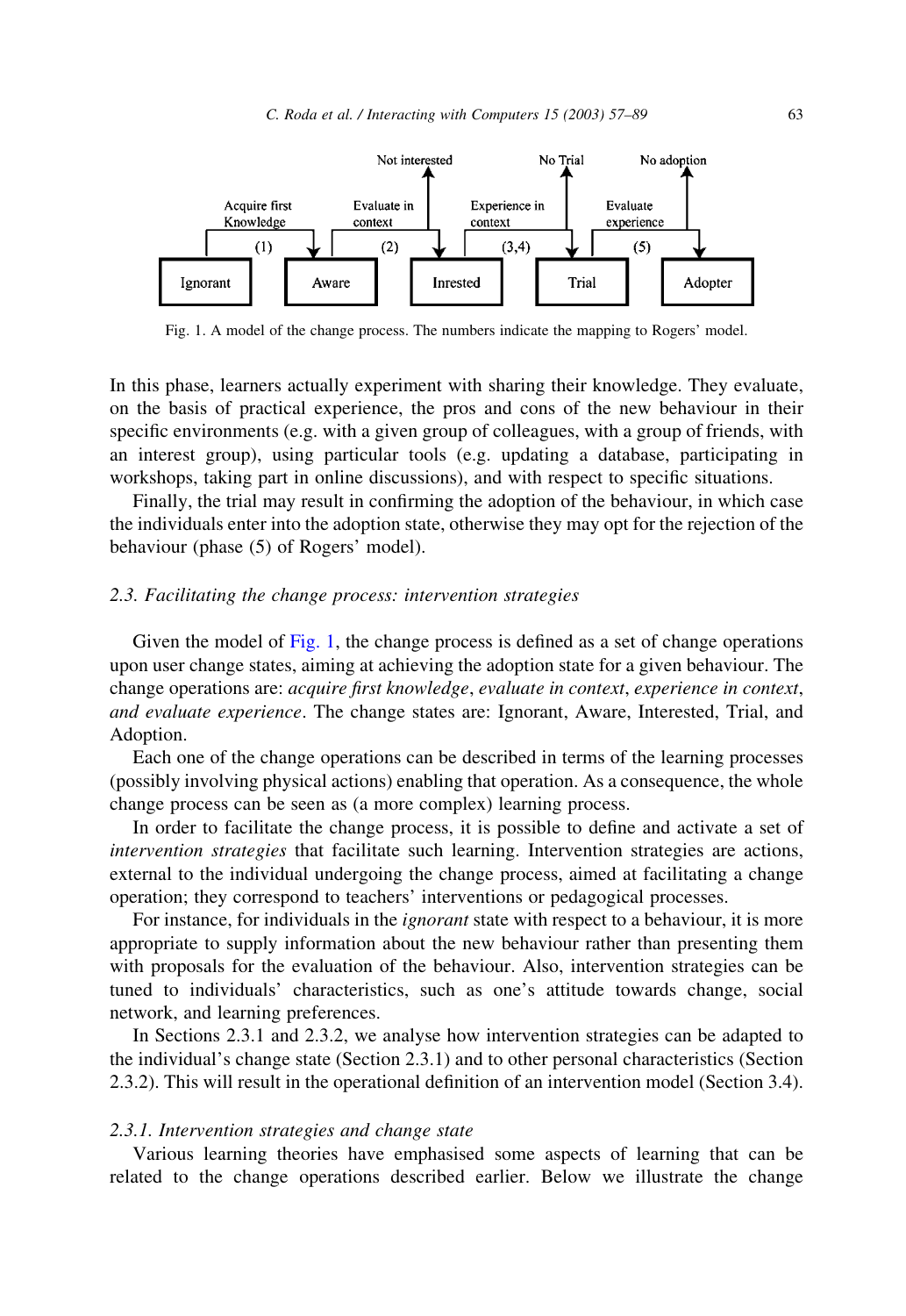Not interested

No Trial

No adoption

Acquire first Knowledge

Evaluate in context

Experience in context

Evaluate experience

(1)

(2)

(3,4)

(5)

Ignorant

Aware

Inrested

Trial

Adopter

Fig. 1. A model of the change process. The numbers indicate the mapping to Rogers' model.

In this phase, learners actually experiment with sharing their knowledge. They evaluate, on the basis of practical experience, the pros and cons of the new behaviour in their specific environments (e.g. with a given group of colleagues, with a group of friends, with an interest group), using particular tools (e.g. updating a database, participating in workshops, taking part in online discussions), and with respect to specific situations.

Finally, the trial may result in confirming the adoption of the behaviour, in which case the individuals enter into the adoption state, otherwise they may opt for the rejection of the behaviour (phase (5) of Rogers' model).

### 2.3. Facilitating the change process: intervention strategies

Given the model of Fig. 1, the change process is defined as a set of change operations upon user change states, aiming at achieving the adoption state for a given behaviour. The change operations are: *acquire first knowledge*, *evaluate in context*, *experience in context*, *and evaluate experience*. The change states are: Ignorant, Aware, Interested, Trial, and Adoption.

Each one of the change operations can be described in terms of the learning processes (possibly involving physical actions) enabling that operation. As a consequence, the whole change process can be seen as (a more complex) learning process.

In order to facilitate the change process, it is possible to define and activate a set of *intervention strategies* that facilitate such learning. Intervention strategies are actions, external to the individual undergoing the change process, aimed at facilitating a change operation; they correspond to teachers' interventions or pedagogical processes.

For instance, for individuals in the *ignorant* state with respect to a behaviour, it is more appropriate to supply information about the new behaviour rather than presenting them with proposals for the evaluation of the behaviour. Also, intervention strategies can be tuned to individuals' characteristics, such as one's attitude towards change, social network, and learning preferences.

In Sections 2.3.1 and 2.3.2, we analyse how intervention strategies can be adapted to the individual's change state (Section 2.3.1) and to other personal characteristics (Section 2.3.2). This will result in the operational definition of an intervention model (Section 3.4).

#### 2.3.1. Intervention strategies and change state

Various learning theories have emphasised some aspects of learning that can be related to the change operations described earlier. Below we illustrate the change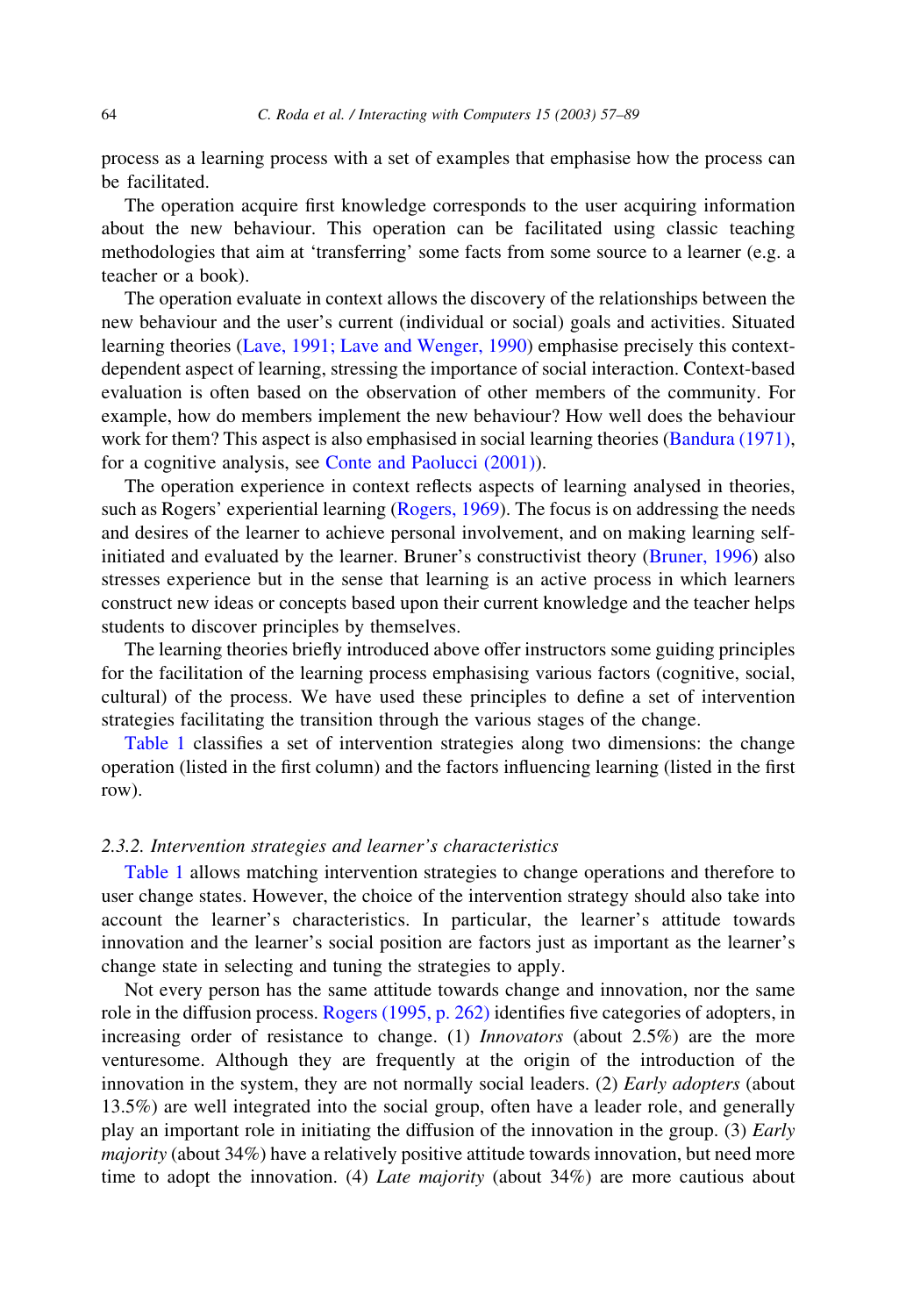process as a learning process with a set of examples that emphasise how the process can be facilitated.

The operation acquire first knowledge corresponds to the user acquiring information about the new behaviour. This operation can be facilitated using classic teaching methodologies that aim at 'transferring' some facts from some source to a learner (e.g. a teacher or a book).

The operation evaluate in context allows the discovery of the relationships between the new behaviour and the user's current (individual or social) goals and activities. Situated learning theories (Lave, 1991; Lave and Wenger, 1990) emphasise precisely this context-dependent aspect of learning, stressing the importance of social interaction. Context-based evaluation is often based on the observation of other members of the community. For example, how do members implement the new behaviour? How well does the behaviour work for them? This aspect is also emphasised in social learning theories (Bandura (1971), for a cognitive analysis, see Conte and Paolucci (2001)).

The operation experience in context reflects aspects of learning analysed in theories, such as Rogers' experiential learning (Rogers, 1969). The focus is on addressing the needs and desires of the learner to achieve personal involvement, and on making learning self-initiated and evaluated by the learner. Bruner's constructivist theory (Bruner, 1996) also stresses experience but in the sense that learning is an active process in which learners construct new ideas or concepts based upon their current knowledge and the teacher helps students to discover principles by themselves.

The learning theories briefly introduced above offer instructors some guiding principles for the facilitation of the learning process emphasising various factors (cognitive, social, cultural) of the process. We have used these principles to define a set of intervention strategies facilitating the transition through the various stages of the change.

Table 1 classifies a set of intervention strategies along two dimensions: the change operation (listed in the first column) and the factors influencing learning (listed in the first row).

### 2.3.2. Intervention strategies and learner's characteristics

Table 1 allows matching intervention strategies to change operations and therefore to user change states. However, the choice of the intervention strategy should also take into account the learner's characteristics. In particular, the learner's attitude towards innovation and the learner's social position are factors just as important as the learner's change state in selecting and tuning the strategies to apply.

Not every person has the same attitude towards change and innovation, nor the same role in the diffusion process. Rogers (1995, p. 262) identifies five categories of adopters, in increasing order of resistance to change. (1) *Innovators* (about 2.5%) are the more venturesome. Although they are frequently at the origin of the introduction of the innovation in the system, they are not normally social leaders. (2) *Early adopters* (about 13.5%) are well integrated into the social group, often have a leader role, and generally play an important role in initiating the diffusion of the innovation in the group. (3) *Early majority* (about 34%) have a relatively positive attitude towards innovation, but need more time to adopt the innovation. (4) *Late majority* (about 34%) are more cautious about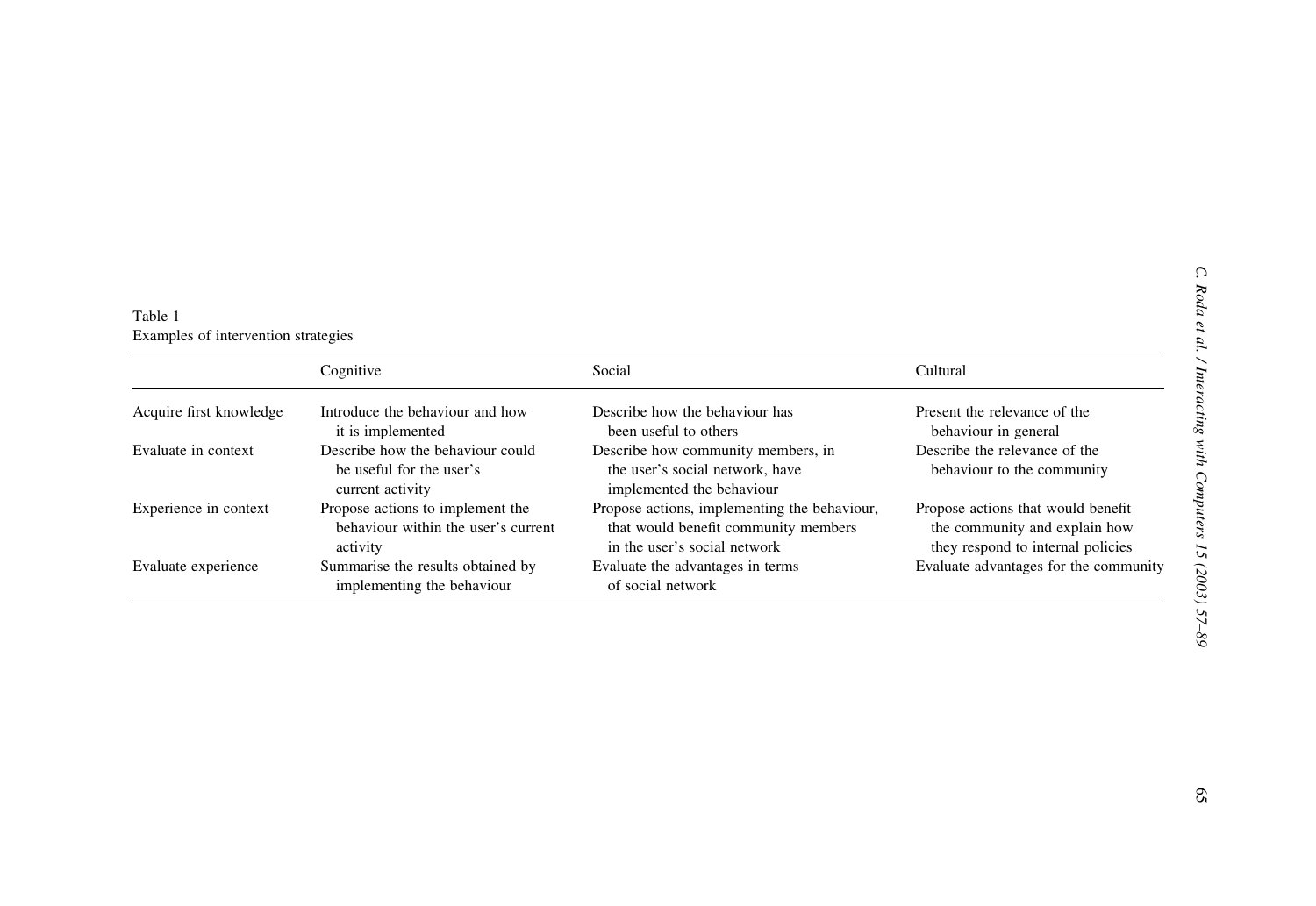Table 1
Examples of intervention strategies

| | Cognitive | Social | Cultural |
| --- | --- | --- | --- |
| Acquire first knowledge | Introduce the behaviour and how it is implemented | Describe how the behaviour has been useful to others | Present the relevance of the behaviour in general |
| Evaluate in context | Describe how the behaviour could be useful for the user's current activity | Describe how community members, in the user's social network, have implemented the behaviour | Describe the relevance of the behaviour to the community |
| Experience in context | Propose actions to implement the behaviour within the user's current activity | Propose actions, implementing the behaviour, that would benefit community members in the user's social network | Propose actions that would benefit the community and explain how they respond to internal policies |
| Evaluate experience | Summarise the results obtained by implementing the behaviour | Evaluate the advantages in terms of social network | Evaluate advantages for the community |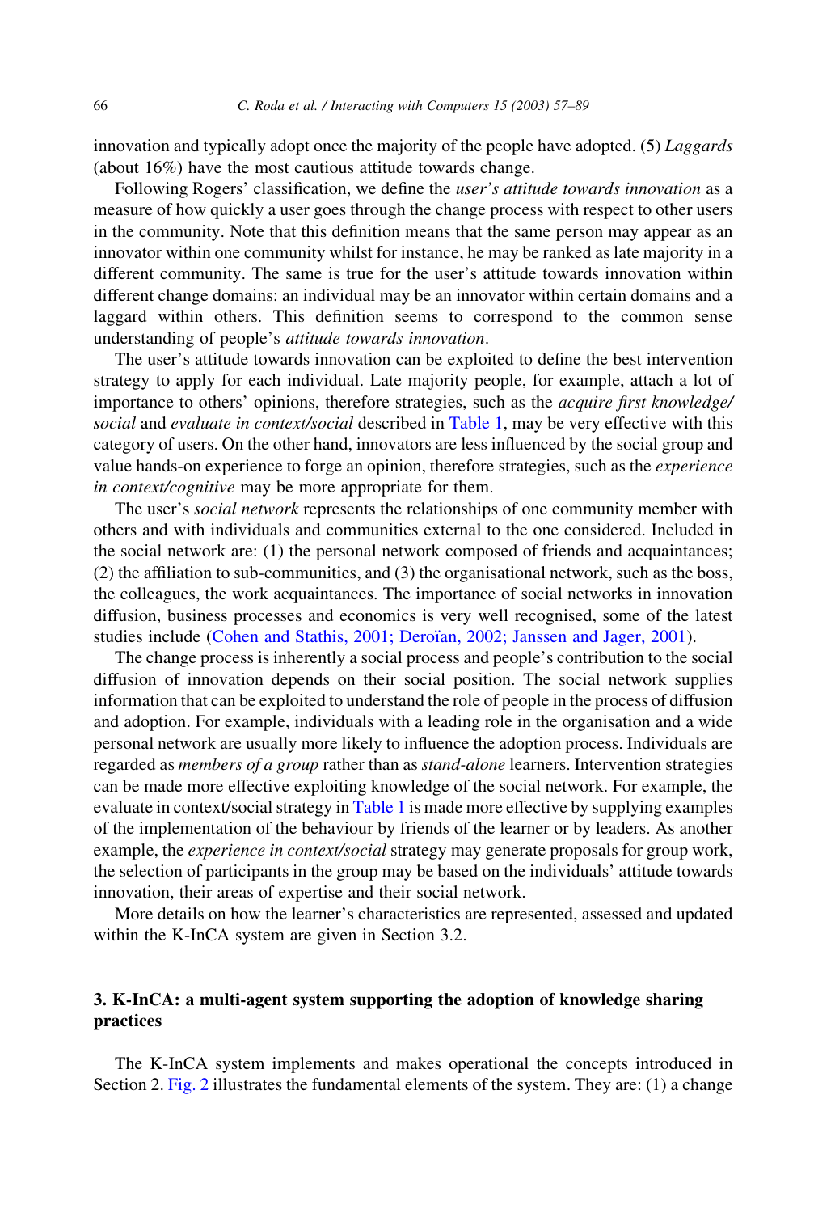innovation and typically adopt once the majority of the people have adopted. (5) *Laggards* (about 16%) have the most cautious attitude towards change.

Following Rogers' classification, we define the *user's attitude towards innovation* as a measure of how quickly a user goes through the change process with respect to other users in the community. Note that this definition means that the same person may appear as an innovator within one community whilst for instance, he may be ranked as late majority in a different community. The same is true for the user's attitude towards innovation within different change domains: an individual may be an innovator within certain domains and a laggard within others. This definition seems to correspond to the common sense understanding of people's *attitude towards innovation*.

The user's attitude towards innovation can be exploited to define the best intervention strategy to apply for each individual. Late majority people, for example, attach a lot of importance to others' opinions, therefore strategies, such as the *acquire first knowledge/social* and *evaluate in context/social* described in Table 1, may be very effective with this category of users. On the other hand, innovators are less influenced by the social group and value hands-on experience to forge an opinion, therefore strategies, such as the *experience in context/cognitive* may be more appropriate for them.

The user's *social network* represents the relationships of one community member with others and with individuals and communities external to the one considered. Included in the social network are: (1) the personal network composed of friends and acquaintances; (2) the affiliation to sub-communities, and (3) the organisational network, such as the boss, the colleagues, the work acquaintances. The importance of social networks in innovation diffusion, business processes and economics is very well recognised, some of the latest studies include (Cohen and Stathis, 2001; Deroïan, 2002; Janssen and Jager, 2001).

The change process is inherently a social process and people's contribution to the social diffusion of innovation depends on their social position. The social network supplies information that can be exploited to understand the role of people in the process of diffusion and adoption. For example, individuals with a leading role in the organisation and a wide personal network are usually more likely to influence the adoption process. Individuals are regarded as *members of a group* rather than as *stand-alone* learners. Intervention strategies can be made more effective exploiting knowledge of the social network. For example, the evaluate in context/social strategy in Table 1 is made more effective by supplying examples of the implementation of the behaviour by friends of the learner or by leaders. As another example, the *experience in context/social* strategy may generate proposals for group work, the selection of participants in the group may be based on the individuals' attitude towards innovation, their areas of expertise and their social network.

More details on how the learner's characteristics are represented, assessed and updated within the K-InCA system are given in Section 3.2.

## 3. K-InCA: a multi-agent system supporting the adoption of knowledge sharing practices

The K-InCA system implements and makes operational the concepts introduced in Section 2. Fig. 2 illustrates the fundamental elements of the system. They are: (1) a change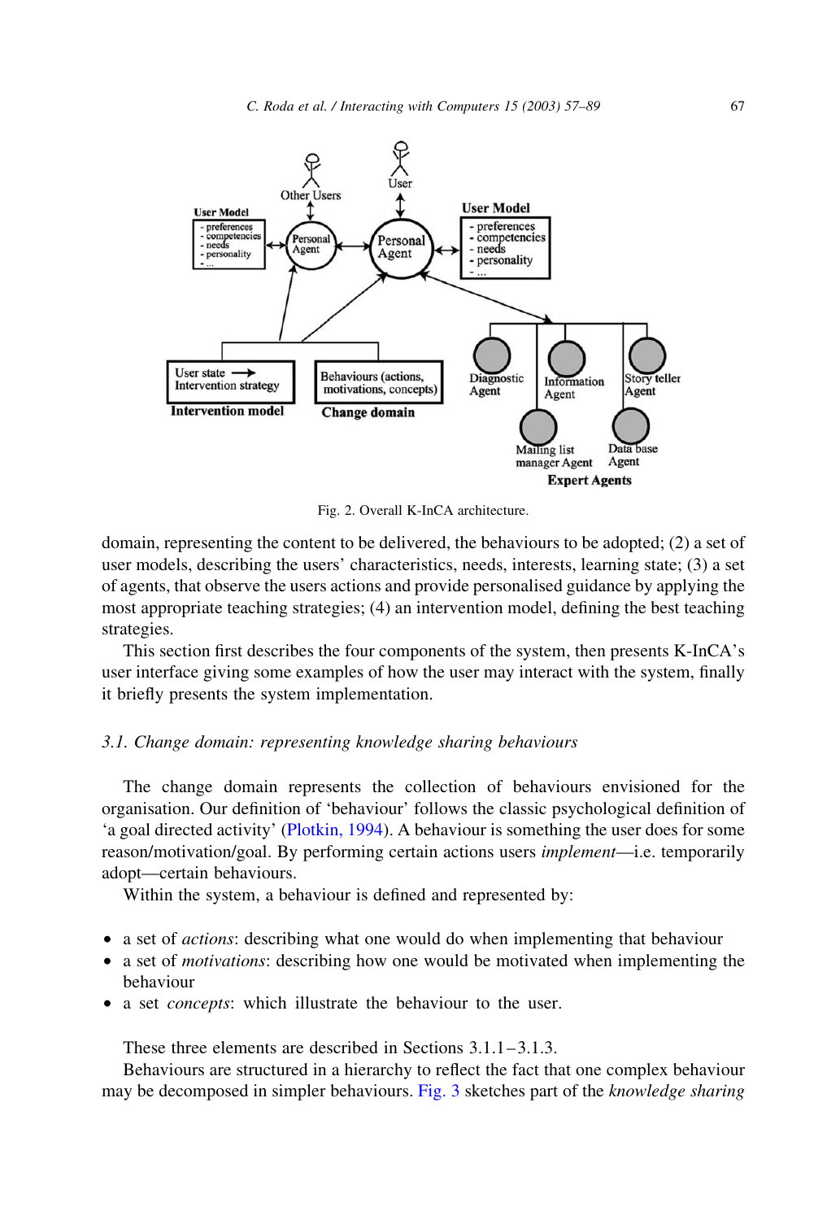Fig. 2. Overall K-InCA architecture.

domain, representing the content to be delivered, the behaviours to be adopted; (2) a set of user models, describing the users' characteristics, needs, interests, learning state; (3) a set of agents, that observe the users actions and provide personalised guidance by applying the most appropriate teaching strategies; (4) an intervention model, defining the best teaching strategies.

This section first describes the four components of the system, then presents K-InCA's user interface giving some examples of how the user may interact with the system, finally it briefly presents the system implementation.

### *3.1. Change domain: representing knowledge sharing behaviours*

The change domain represents the collection of behaviours envisioned for the organisation. Our definition of 'behaviour' follows the classic psychological definition of 'a goal directed activity' (Plotkin, 1994). A behaviour is something the user does for some reason/motivation/goal. By performing certain actions users *implement*—i.e. temporarily adopt—certain behaviours.

Within the system, a behaviour is defined and represented by:

- a set of *actions*: describing what one would do when implementing that behaviour
- a set of *motivations*: describing how one would be motivated when implementing the behaviour
- a set *concepts*: which illustrate the behaviour to the user.

These three elements are described in Sections 3.1.1–3.1.3.

Behaviours are structured in a hierarchy to reflect the fact that one complex behaviour may be decomposed in simpler behaviours. Fig. 3 sketches part of the *knowledge sharing*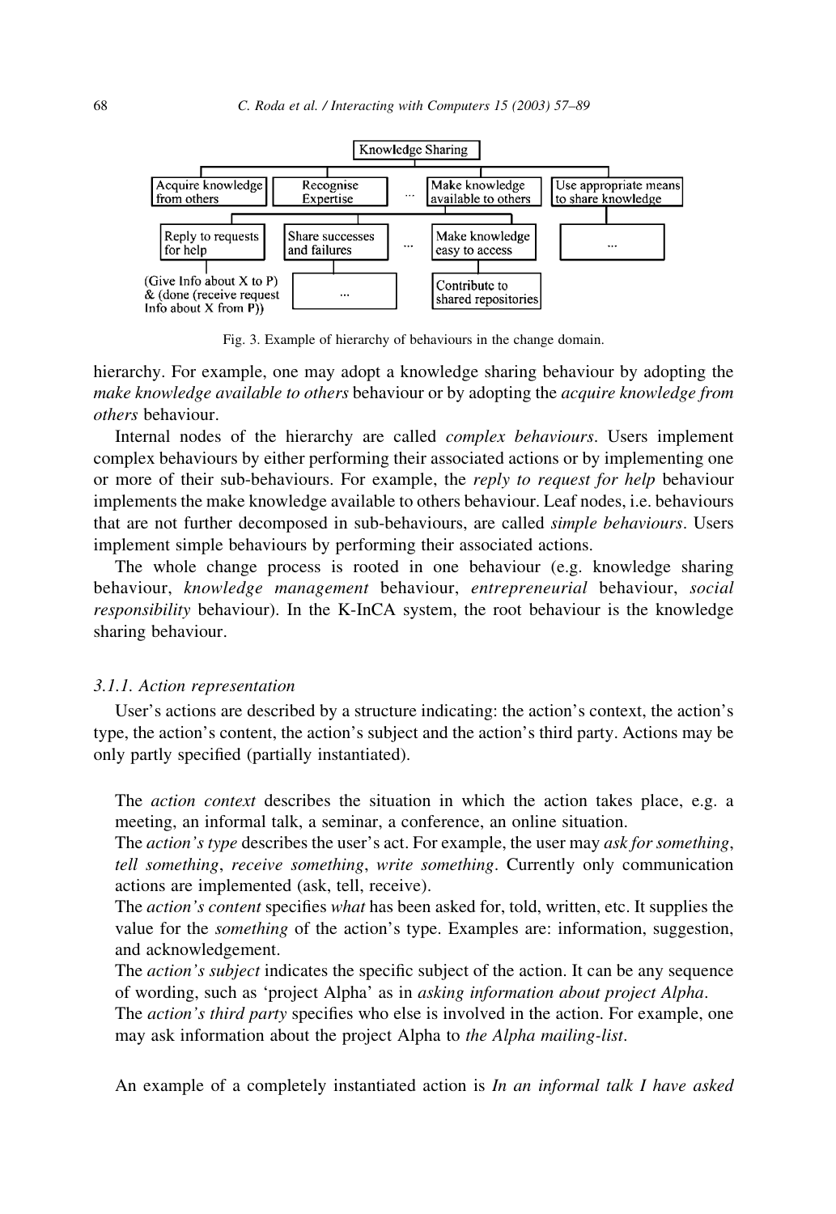Knowledge Sharing

- Acquire knowledge from others
  - Reply to requests for help
    - (Give Info about X to P) & (done (receive request Info about X from P))
    - ...
  - Share successes and failures
  - ...
  - Make knowledge easy to access
    - Contribute to shared repositories
- Recognise Expertise
- ...
- Make knowledge available to others
- Use appropriate means to share knowledge
  - ...

Fig. 3. Example of hierarchy of behaviours in the change domain.

hierarchy. For example, one may adopt a knowledge sharing behaviour by adopting the *make knowledge available to others* behaviour or by adopting the *acquire knowledge from others* behaviour.

Internal nodes of the hierarchy are called *complex behaviours*. Users implement complex behaviours by either performing their associated actions or by implementing one or more of their sub-behaviours. For example, the *reply to request for help* behaviour implements the make knowledge available to others behaviour. Leaf nodes, i.e. behaviours that are not further decomposed in sub-behaviours, are called *simple behaviours*. Users implement simple behaviours by performing their associated actions.

The whole change process is rooted in one behaviour (e.g. knowledge sharing behaviour, *knowledge management* behaviour, *entrepreneurial* behaviour, *social responsibility* behaviour). In the K-InCA system, the root behaviour is the knowledge sharing behaviour.

### 3.1.1. Action representation

User's actions are described by a structure indicating: the action's context, the action's type, the action's content, the action's subject and the action's third party. Actions may be only partly specified (partially instantiated).

The *action context* describes the situation in which the action takes place, e.g. a meeting, an informal talk, a seminar, a conference, an online situation.
The *action's type* describes the user's act. For example, the user may *ask for something*, *tell something*, *receive something*, *write something*. Currently only communication actions are implemented (ask, tell, receive).
The *action's content* specifies *what* has been asked for, told, written, etc. It supplies the value for the *something* of the action's type. Examples are: information, suggestion, and acknowledgement.
The *action's subject* indicates the specific subject of the action. It can be any sequence of wording, such as 'project Alpha' as in *asking information about project Alpha*.
The *action's third party* specifies who else is involved in the action. For example, one may ask information about the project Alpha to *the Alpha mailing-list*.

An example of a completely instantiated action is *In an informal talk I have asked*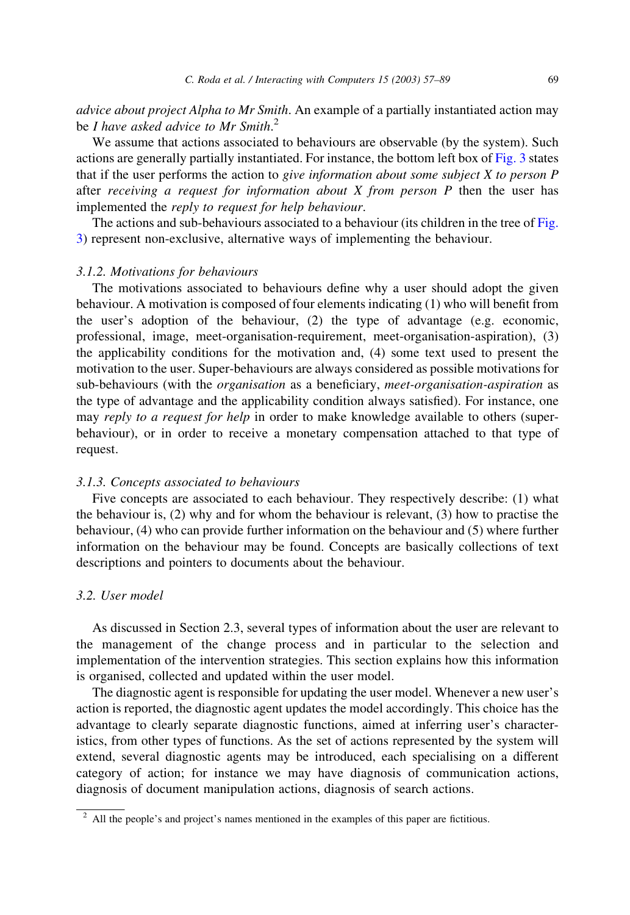*advice about project Alpha to Mr Smith*. An example of a partially instantiated action may be *I have asked advice to Mr Smith*.[2]

We assume that actions associated to behaviours are observable (by the system). Such actions are generally partially instantiated. For instance, the bottom left box of Fig. 3 states that if the user performs the action to *give information about some subject X to person P* after *receiving a request for information about X from person P* then the user has implemented the *reply to request for help behaviour*.

The actions and sub-behaviours associated to a behaviour (its children in the tree of Fig. 3) represent non-exclusive, alternative ways of implementing the behaviour.

#### *3.1.2. Motivations for behaviours*

The motivations associated to behaviours define why a user should adopt the given behaviour. A motivation is composed of four elements indicating (1) who will benefit from the user's adoption of the behaviour, (2) the type of advantage (e.g. economic, professional, image, meet-organisation-requirement, meet-organisation-aspiration), (3) the applicability conditions for the motivation and, (4) some text used to present the motivation to the user. Super-behaviours are always considered as possible motivations for sub-behaviours (with the *organisation* as a beneficiary, *meet-organisation-aspiration* as the type of advantage and the applicability condition always satisfied). For instance, one may *reply to a request for help* in order to make knowledge available to others (super-behaviour), or in order to receive a monetary compensation attached to that type of request.

#### *3.1.3. Concepts associated to behaviours*

Five concepts are associated to each behaviour. They respectively describe: (1) what the behaviour is, (2) why and for whom the behaviour is relevant, (3) how to practise the behaviour, (4) who can provide further information on the behaviour and (5) where further information on the behaviour may be found. Concepts are basically collections of text descriptions and pointers to documents about the behaviour.

### *3.2. User model*

As discussed in Section 2.3, several types of information about the user are relevant to the management of the change process and in particular to the selection and implementation of the intervention strategies. This section explains how this information is organised, collected and updated within the user model.

The diagnostic agent is responsible for updating the user model. Whenever a new user's action is reported, the diagnostic agent updates the model accordingly. This choice has the advantage to clearly separate diagnostic functions, aimed at inferring user's characteristics, from other types of functions. As the set of actions represented by the system will extend, several diagnostic agents may be introduced, each specialising on a different category of action; for instance we may have diagnosis of communication actions, diagnosis of document manipulation actions, diagnosis of search actions.

[2] All the people's and project's names mentioned in the examples of this paper are fictitious.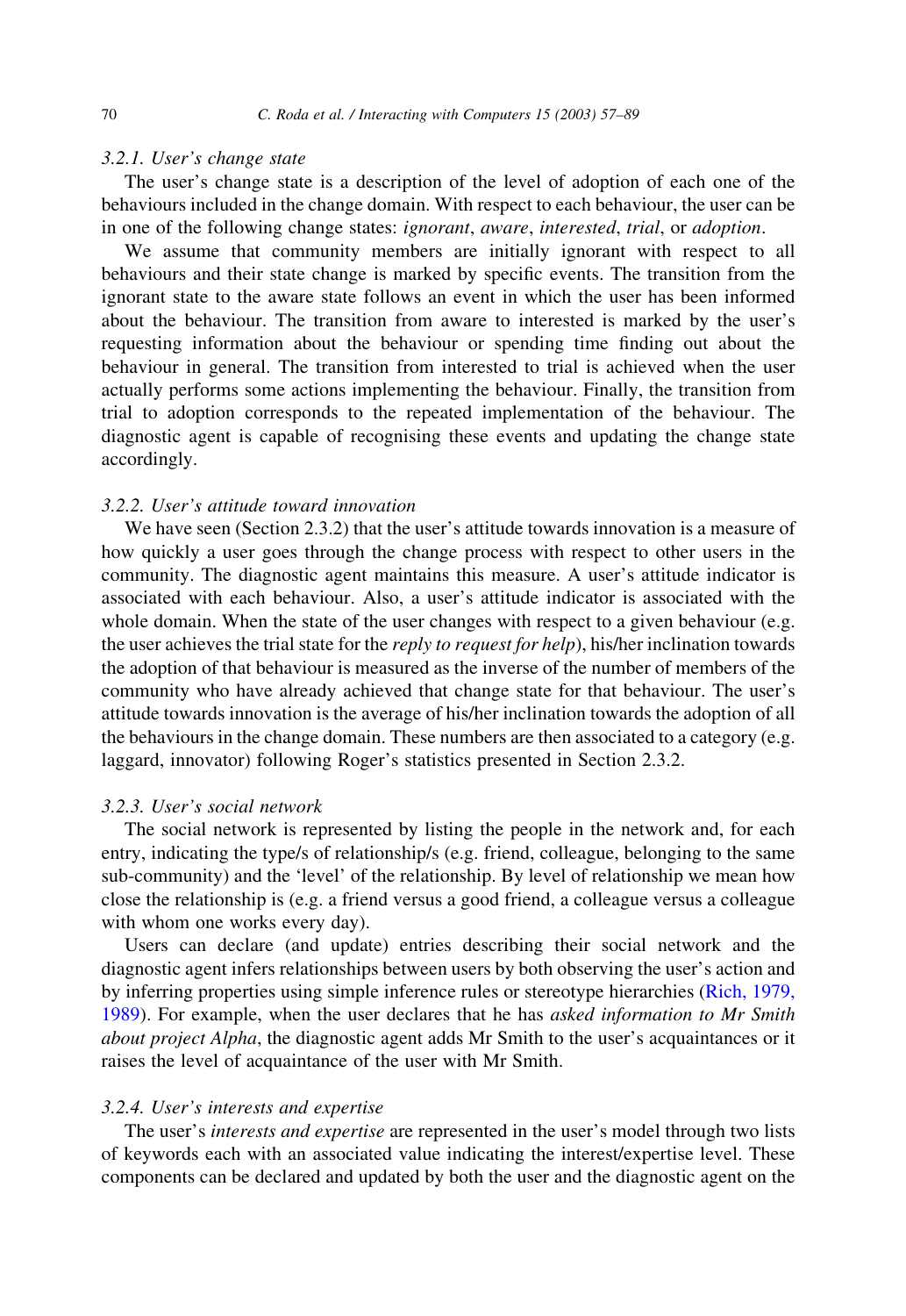#### 3.2.1. User's change state

The user's change state is a description of the level of adoption of each one of the behaviours included in the change domain. With respect to each behaviour, the user can be in one of the following change states: *ignorant*, *aware*, *interested*, *trial*, or *adoption*.

We assume that community members are initially ignorant with respect to all behaviours and their state change is marked by specific events. The transition from the ignorant state to the aware state follows an event in which the user has been informed about the behaviour. The transition from aware to interested is marked by the user's requesting information about the behaviour or spending time finding out about the behaviour in general. The transition from interested to trial is achieved when the user actually performs some actions implementing the behaviour. Finally, the transition from trial to adoption corresponds to the repeated implementation of the behaviour. The diagnostic agent is capable of recognising these events and updating the change state accordingly.

#### 3.2.2. User's attitude toward innovation

We have seen (Section 2.3.2) that the user's attitude towards innovation is a measure of how quickly a user goes through the change process with respect to other users in the community. The diagnostic agent maintains this measure. A user's attitude indicator is associated with each behaviour. Also, a user's attitude indicator is associated with the whole domain. When the state of the user changes with respect to a given behaviour (e.g. the user achieves the trial state for the *reply to request for help*), his/her inclination towards the adoption of that behaviour is measured as the inverse of the number of members of the community who have already achieved that change state for that behaviour. The user's attitude towards innovation is the average of his/her inclination towards the adoption of all the behaviours in the change domain. These numbers are then associated to a category (e.g. laggard, innovator) following Roger's statistics presented in Section 2.3.2.

#### 3.2.3. User's social network

The social network is represented by listing the people in the network and, for each entry, indicating the type/s of relationship/s (e.g. friend, colleague, belonging to the same sub-community) and the 'level' of the relationship. By level of relationship we mean how close the relationship is (e.g. a friend versus a good friend, a colleague versus a colleague with whom one works every day).

Users can declare (and update) entries describing their social network and the diagnostic agent infers relationships between users by both observing the user's action and by inferring properties using simple inference rules or stereotype hierarchies (Rich, 1979, 1989). For example, when the user declares that he has *asked information to Mr Smith about project Alpha*, the diagnostic agent adds Mr Smith to the user's acquaintances or it raises the level of acquaintance of the user with Mr Smith.

#### 3.2.4. User's interests and expertise

The user's *interests and expertise* are represented in the user's model through two lists of keywords each with an associated value indicating the interest/expertise level. These components can be declared and updated by both the user and the diagnostic agent on the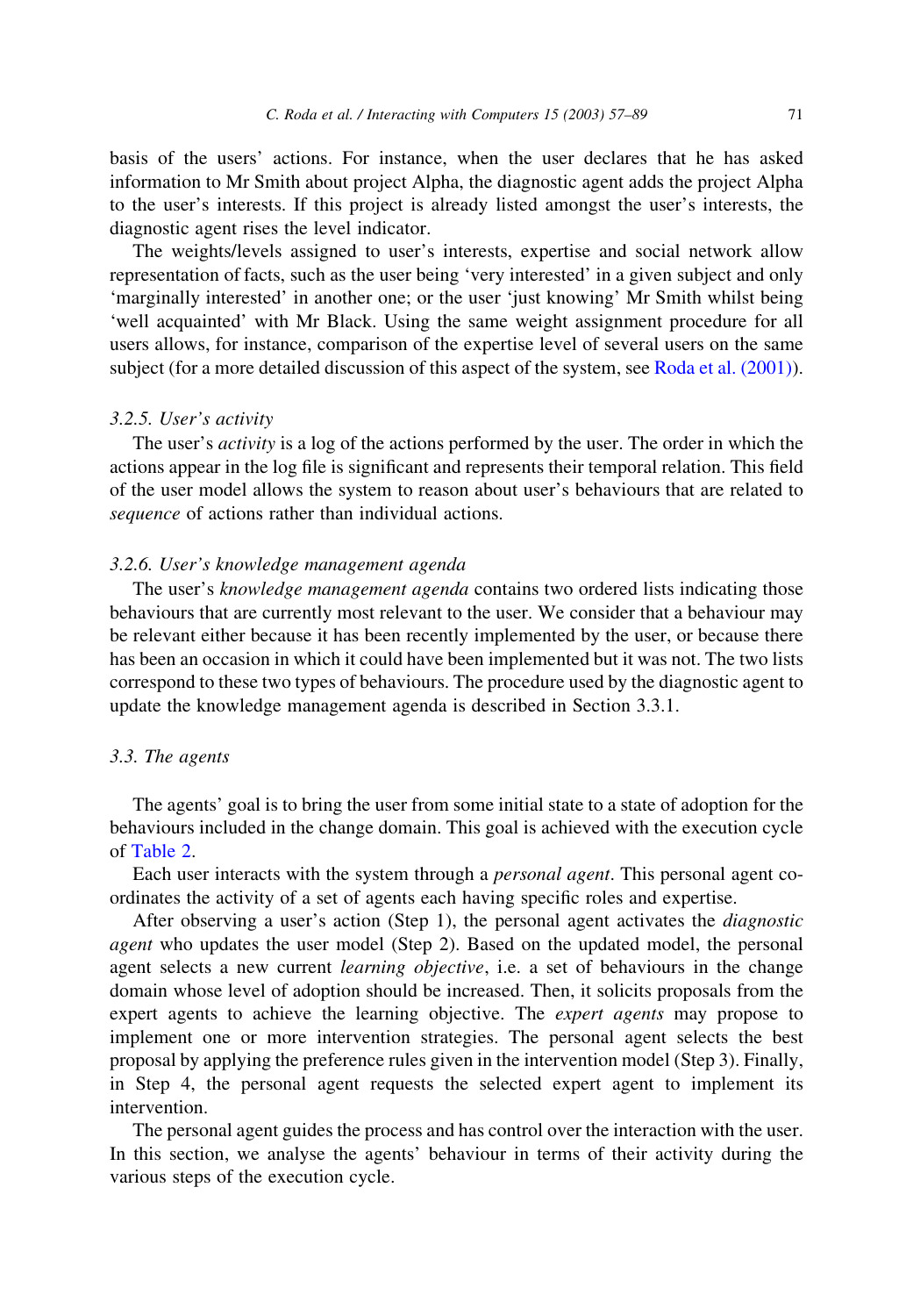basis of the users' actions. For instance, when the user declares that he has asked information to Mr Smith about project Alpha, the diagnostic agent adds the project Alpha to the user's interests. If this project is already listed amongst the user's interests, the diagnostic agent rises the level indicator.

The weights/levels assigned to user's interests, expertise and social network allow representation of facts, such as the user being 'very interested' in a given subject and only 'marginally interested' in another one; or the user 'just knowing' Mr Smith whilst being 'well acquainted' with Mr Black. Using the same weight assignment procedure for all users allows, for instance, comparison of the expertise level of several users on the same subject (for a more detailed discussion of this aspect of the system, see Roda et al. (2001)).

#### 3.2.5. User's activity

The user's *activity* is a log of the actions performed by the user. The order in which the actions appear in the log file is significant and represents their temporal relation. This field of the user model allows the system to reason about user's behaviours that are related to *sequence* of actions rather than individual actions.

#### 3.2.6. User's knowledge management agenda

The user's *knowledge management agenda* contains two ordered lists indicating those behaviours that are currently most relevant to the user. We consider that a behaviour may be relevant either because it has been recently implemented by the user, or because there has been an occasion in which it could have been implemented but it was not. The two lists correspond to these two types of behaviours. The procedure used by the diagnostic agent to update the knowledge management agenda is described in Section 3.3.1.

### 3.3. The agents

The agents' goal is to bring the user from some initial state to a state of adoption for the behaviours included in the change domain. This goal is achieved with the execution cycle of Table 2.

Each user interacts with the system through a *personal agent*. This personal agent co-ordinates the activity of a set of agents each having specific roles and expertise.

After observing a user's action (Step 1), the personal agent activates the *diagnostic agent* who updates the user model (Step 2). Based on the updated model, the personal agent selects a new current *learning objective*, i.e. a set of behaviours in the change domain whose level of adoption should be increased. Then, it solicits proposals from the expert agents to achieve the learning objective. The *expert agents* may propose to implement one or more intervention strategies. The personal agent selects the best proposal by applying the preference rules given in the intervention model (Step 3). Finally, in Step 4, the personal agent requests the selected expert agent to implement its intervention.

The personal agent guides the process and has control over the interaction with the user. In this section, we analyse the agents' behaviour in terms of their activity during the various steps of the execution cycle.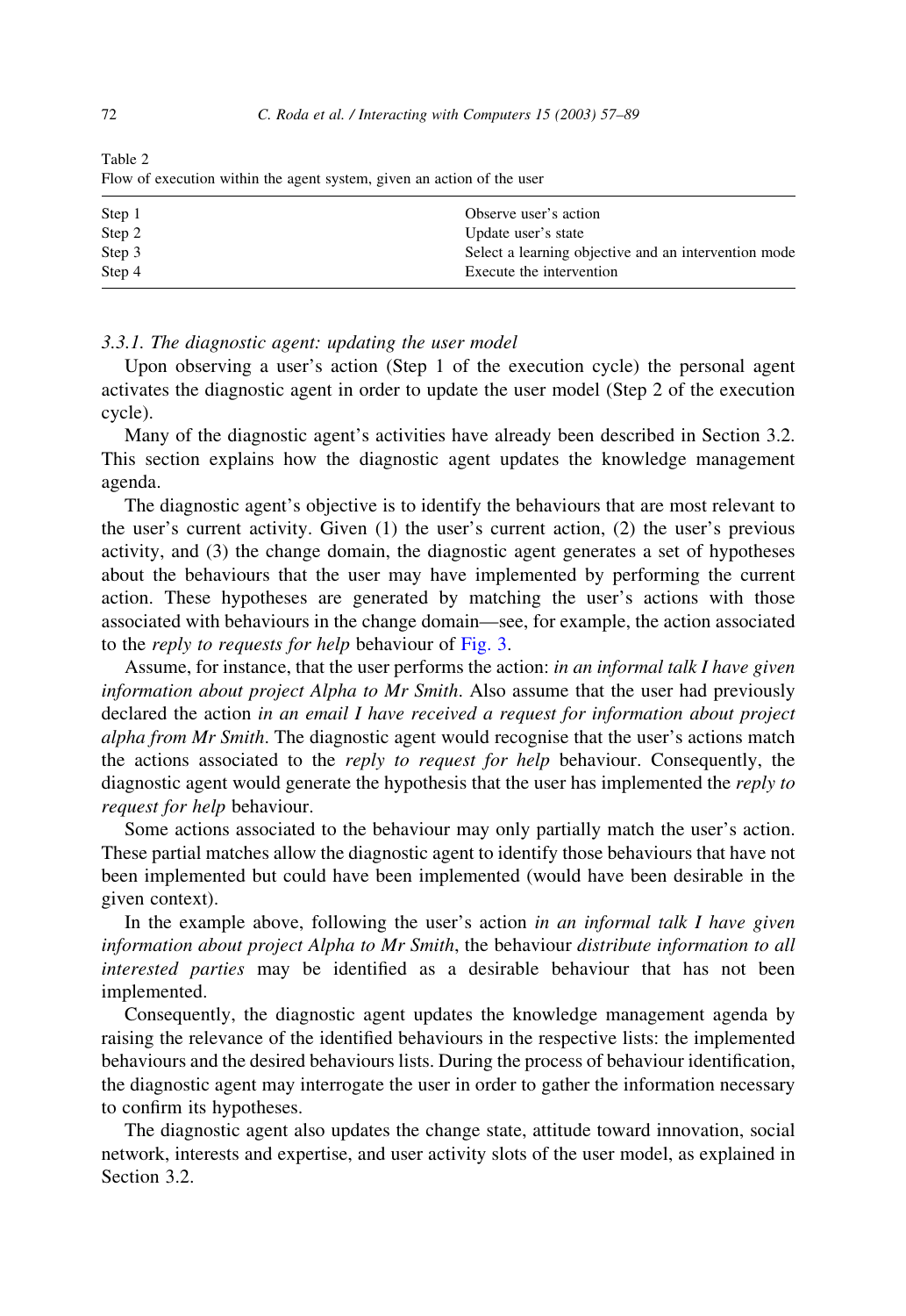Table 2
Flow of execution within the agent system, given an action of the user

| | |
|---|---|
| Step 1 | Observe user's action |
| Step 2 | Update user's state |
| Step 3 | Select a learning objective and an intervention mode |
| Step 4 | Execute the intervention |

### 3.3.1. The diagnostic agent: updating the user model

Upon observing a user's action (Step 1 of the execution cycle) the personal agent activates the diagnostic agent in order to update the user model (Step 2 of the execution cycle).

Many of the diagnostic agent's activities have already been described in Section 3.2. This section explains how the diagnostic agent updates the knowledge management agenda.

The diagnostic agent's objective is to identify the behaviours that are most relevant to the user's current activity. Given (1) the user's current action, (2) the user's previous activity, and (3) the change domain, the diagnostic agent generates a set of hypotheses about the behaviours that the user may have implemented by performing the current action. These hypotheses are generated by matching the user's actions with those associated with behaviours in the change domain—see, for example, the action associated to the *reply to requests for help* behaviour of Fig. 3.

Assume, for instance, that the user performs the action: *in an informal talk I have given information about project Alpha to Mr Smith*. Also assume that the user had previously declared the action *in an email I have received a request for information about project alpha from Mr Smith*. The diagnostic agent would recognise that the user's actions match the actions associated to the *reply to request for help* behaviour. Consequently, the diagnostic agent would generate the hypothesis that the user has implemented the *reply to request for help* behaviour.

Some actions associated to the behaviour may only partially match the user's action. These partial matches allow the diagnostic agent to identify those behaviours that have not been implemented but could have been implemented (would have been desirable in the given context).

In the example above, following the user's action *in an informal talk I have given information about project Alpha to Mr Smith*, the behaviour *distribute information to all interested parties* may be identified as a desirable behaviour that has not been implemented.

Consequently, the diagnostic agent updates the knowledge management agenda by raising the relevance of the identified behaviours in the respective lists: the implemented behaviours and the desired behaviours lists. During the process of behaviour identification, the diagnostic agent may interrogate the user in order to gather the information necessary to confirm its hypotheses.

The diagnostic agent also updates the change state, attitude toward innovation, social network, interests and expertise, and user activity slots of the user model, as explained in Section 3.2.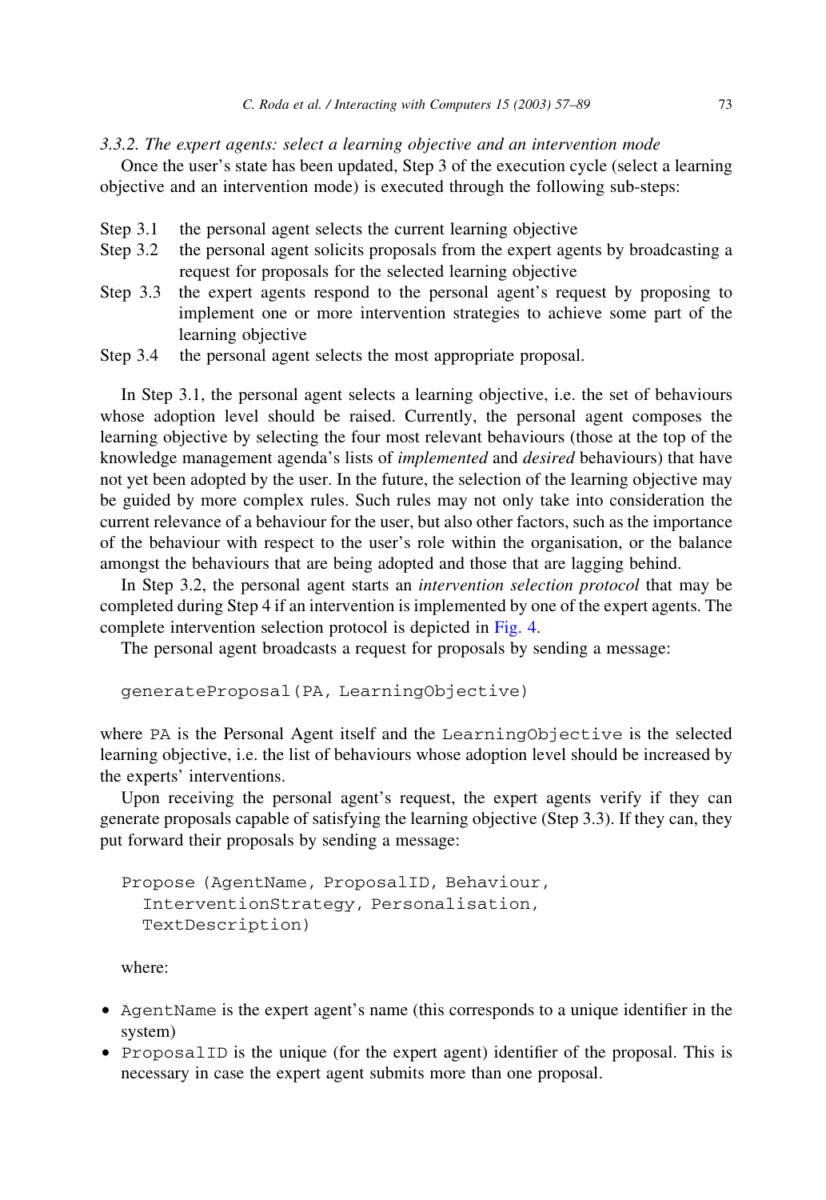#### 3.3.2. The expert agents: select a learning objective and an intervention mode

Once the user's state has been updated, Step 3 of the execution cycle (select a learning objective and an intervention mode) is executed through the following sub-steps:

- Step 3.1 the personal agent selects the current learning objective
- Step 3.2 the personal agent solicits proposals from the expert agents by broadcasting a request for proposals for the selected learning objective
- Step 3.3 the expert agents respond to the personal agent's request by proposing to implement one or more intervention strategies to achieve some part of the learning objective
- Step 3.4 the personal agent selects the most appropriate proposal.

In Step 3.1, the personal agent selects a learning objective, i.e. the set of behaviours whose adoption level should be raised. Currently, the personal agent composes the learning objective by selecting the four most relevant behaviours (those at the top of the knowledge management agenda's lists of *implemented* and *desired* behaviours) that have not yet been adopted by the user. In the future, the selection of the learning objective may be guided by more complex rules. Such rules may not only take into consideration the current relevance of a behaviour for the user, but also other factors, such as the importance of the behaviour with respect to the user's role within the organisation, or the balance amongst the behaviours that are being adopted and those that are lagging behind.

In Step 3.2, the personal agent starts an *intervention selection protocol* that may be completed during Step 4 if an intervention is implemented by one of the expert agents. The complete intervention selection protocol is depicted in Fig. 4.

The personal agent broadcasts a request for proposals by sending a message:

```
generateProposal(PA, LearningObjective)
```

where `PA` is the Personal Agent itself and the `LearningObjective` is the selected learning objective, i.e. the list of behaviours whose adoption level should be increased by the experts' interventions.

Upon receiving the personal agent's request, the expert agents verify if they can generate proposals capable of satisfying the learning objective (Step 3.3). If they can, they put forward their proposals by sending a message:

```
Propose (AgentName, ProposalID, Behaviour,
  InterventionStrategy, Personalisation,
  TextDescription)
```

where:

- `AgentName` is the expert agent's name (this corresponds to a unique identifier in the system)
- `ProposalID` is the unique (for the expert agent) identifier of the proposal. This is necessary in case the expert agent submits more than one proposal.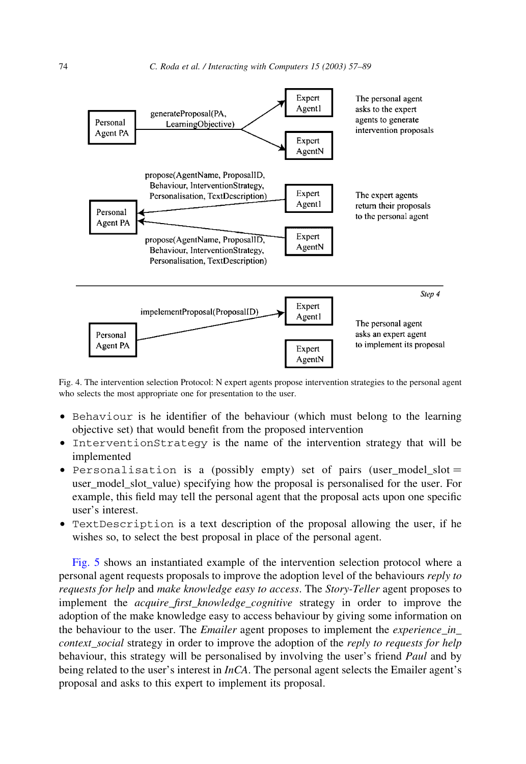Personal Agent PA — generateProposal(PA, LearningObjective) → Expert Agent1 … Expert AgentN

The personal agent asks to the expert agents to generate intervention proposals

Expert Agent1 → propose(AgentName, ProposalID, Behaviour, InterventionStrategy, Personalisation, TextDescription) → Personal Agent PA

Expert AgentN → propose(AgentName, ProposalID, Behaviour, InterventionStrategy, Personalisation, TextDescription) → Personal Agent PA

The expert agents return their proposals to the personal agent

Step 4

Personal Agent PA — impelementProposal(ProposalID) → Expert Agent1 (Expert AgentN)

The personal agent asks an expert agent to implement its proposal

Fig. 4. The intervention selection Protocol: N expert agents propose intervention strategies to the personal agent who selects the most appropriate one for presentation to the user.

- `Behaviour` is he identifier of the behaviour (which must belong to the learning objective set) that would benefit from the proposed intervention
- `InterventionStrategy` is the name of the intervention strategy that will be implemented
- `Personalisation` is a (possibly empty) set of pairs (user_model_slot = user_model_slot_value) specifying how the proposal is personalised for the user. For example, this field may tell the personal agent that the proposal acts upon one specific user's interest.
- `TextDescription` is a text description of the proposal allowing the user, if he wishes so, to select the best proposal in place of the personal agent.

Fig. 5 shows an instantiated example of the intervention selection protocol where a personal agent requests proposals to improve the adoption level of the behaviours *reply to requests for help* and *make knowledge easy to access*. The *Story-Teller* agent proposes to implement the *acquire_first_knowledge_cognitive* strategy in order to improve the adoption of the make knowledge easy to access behaviour by giving some information on the behaviour to the user. The *Emailer* agent proposes to implement the *experience_in_context_social* strategy in order to improve the adoption of the *reply to requests for help* behaviour, this strategy will be personalised by involving the user's friend *Paul* and by being related to the user's interest in *InCA*. The personal agent selects the Emailer agent's proposal and asks to this expert to implement its proposal.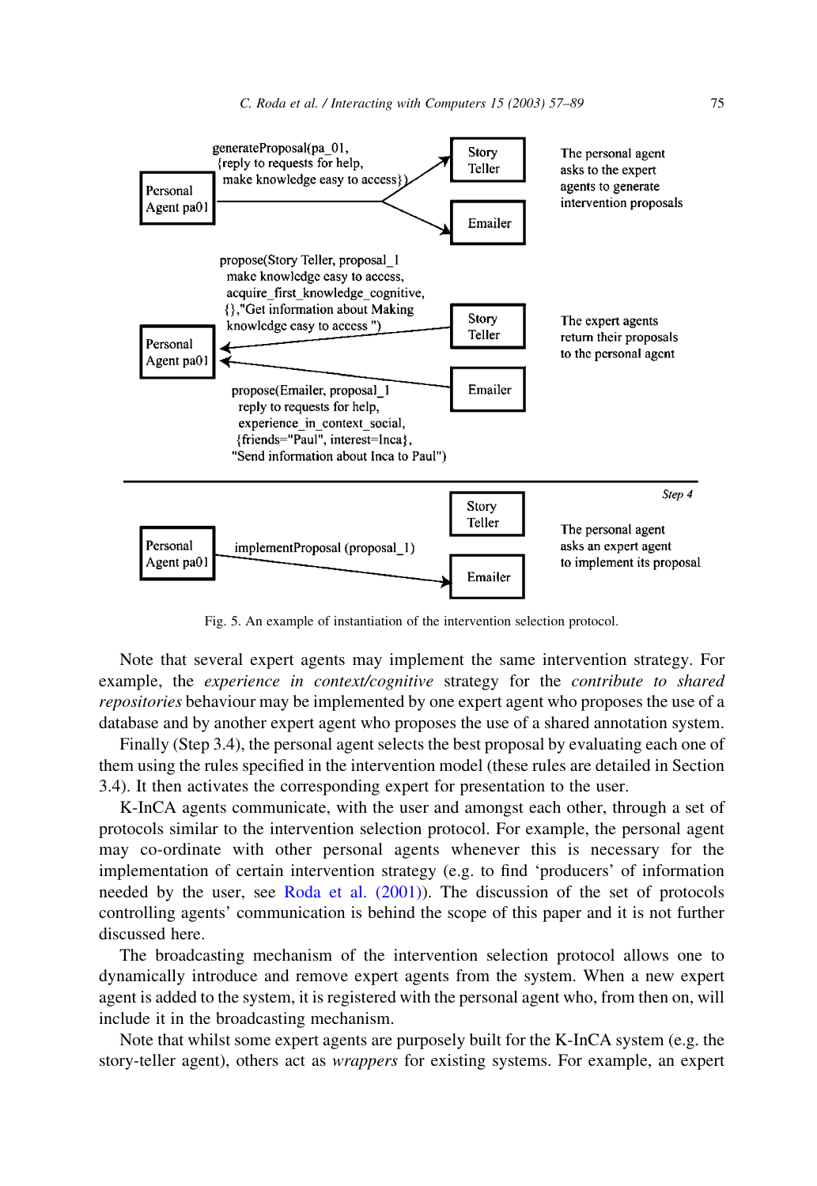generateProposal(pa_01, {reply to requests for help, make knowledge easy to access})

Personal Agent pa01 → Story Teller, Emailer

The personal agent asks to the expert agents to generate intervention proposals

propose(Story Teller, proposal_1 make knowledge easy to access, acquire_first_knowledge_cognitive, {},"Get information about Making knowledge easy to access ")

propose(Emailer, proposal_1 reply to requests for help, experience_in_context_social, {friends="Paul", interest=Inca}, "Send information about Inca to Paul")

The expert agents return their proposals to the personal agent

*Step 4*

implementProposal (proposal_1)

The personal agent asks an expert agent to implement its proposal

Fig. 5. An example of instantiation of the intervention selection protocol.

Note that several expert agents may implement the same intervention strategy. For example, the *experience in context/cognitive* strategy for the *contribute to shared repositories* behaviour may be implemented by one expert agent who proposes the use of a database and by another expert agent who proposes the use of a shared annotation system.

Finally (Step 3.4), the personal agent selects the best proposal by evaluating each one of them using the rules specified in the intervention model (these rules are detailed in Section 3.4). It then activates the corresponding expert for presentation to the user.

K-InCA agents communicate, with the user and amongst each other, through a set of protocols similar to the intervention selection protocol. For example, the personal agent may co-ordinate with other personal agents whenever this is necessary for the implementation of certain intervention strategy (e.g. to find 'producers' of information needed by the user, see Roda et al. (2001)). The discussion of the set of protocols controlling agents' communication is behind the scope of this paper and it is not further discussed here.

The broadcasting mechanism of the intervention selection protocol allows one to dynamically introduce and remove expert agents from the system. When a new expert agent is added to the system, it is registered with the personal agent who, from then on, will include it in the broadcasting mechanism.

Note that whilst some expert agents are purposely built for the K-InCA system (e.g. the story-teller agent), others act as *wrappers* for existing systems. For example, an expert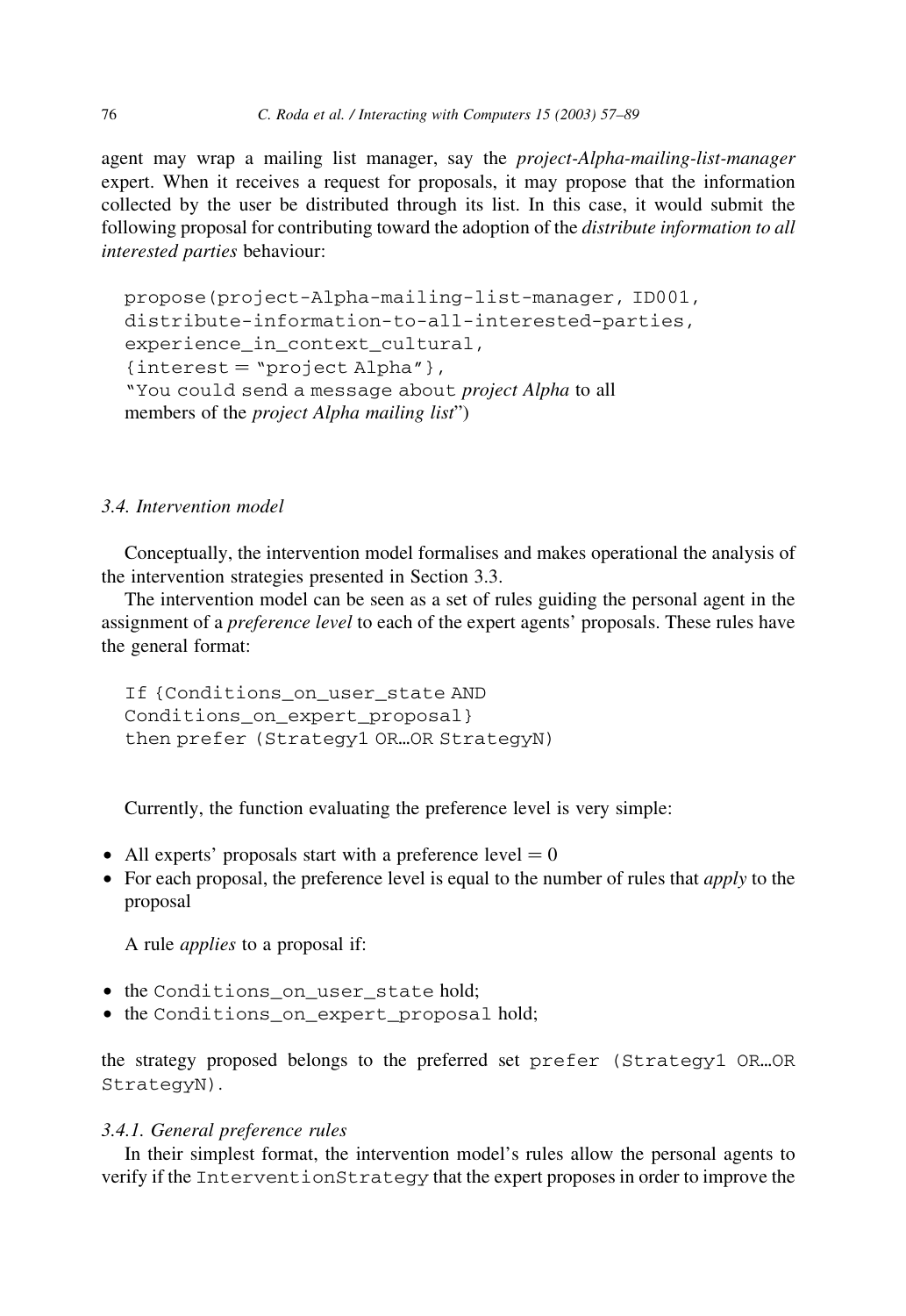agent may wrap a mailing list manager, say the *project-Alpha-mailing-list-manager* expert. When it receives a request for proposals, it may propose that the information collected by the user be distributed through its list. In this case, it would submit the following proposal for contributing toward the adoption of the *distribute information to all interested parties* behaviour:

```
propose(project-Alpha-mailing-list-manager, ID001,
distribute-information-to-all-interested-parties,
experience_in_context_cultural,
{interest = "project Alpha"},
"You could send a message about project Alpha to all
members of the project Alpha mailing list")
```

### 3.4. Intervention model

Conceptually, the intervention model formalises and makes operational the analysis of the intervention strategies presented in Section 3.3.

The intervention model can be seen as a set of rules guiding the personal agent in the assignment of a *preference level* to each of the expert agents' proposals. These rules have the general format:

```
If {Conditions_on_user_state AND
Conditions_on_expert_proposal}
then prefer (Strategy1 OR…OR StrategyN)
```

Currently, the function evaluating the preference level is very simple:

- All experts' proposals start with a preference level = 0
- For each proposal, the preference level is equal to the number of rules that *apply* to the proposal

A rule *applies* to a proposal if:

- the `Conditions_on_user_state` hold;
- the `Conditions_on_expert_proposal` hold;

the strategy proposed belongs to the preferred set `prefer (Strategy1 OR…OR StrategyN)`.

#### 3.4.1. General preference rules

In their simplest format, the intervention model's rules allow the personal agents to verify if the `InterventionStrategy` that the expert proposes in order to improve the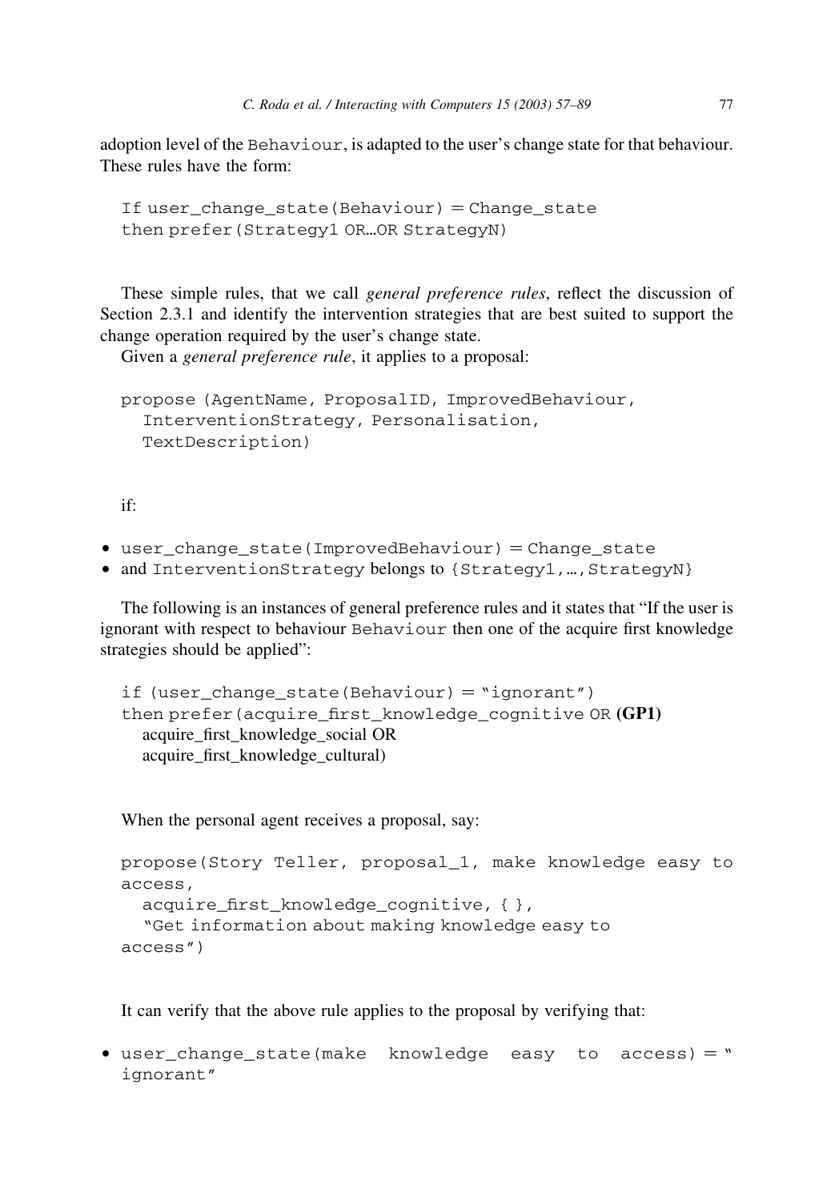adoption level of the Behaviour, is adapted to the user's change state for that behaviour. These rules have the form:

```
If user_change_state(Behaviour) = Change_state
then prefer(Strategy1 OR…OR StrategyN)
```

These simple rules, that we call *general preference rules*, reflect the discussion of Section 2.3.1 and identify the intervention strategies that are best suited to support the change operation required by the user's change state.

Given a *general preference rule*, it applies to a proposal:

```
propose (AgentName, ProposalID, ImprovedBehaviour,
  InterventionStrategy, Personalisation,
  TextDescription)
```

if:

- user_change_state(ImprovedBehaviour) = Change_state
- and InterventionStrategy belongs to {Strategy1,…,StrategyN}

The following is an instances of general preference rules and it states that "If the user is ignorant with respect to behaviour Behaviour then one of the acquire first knowledge strategies should be applied":

```
if (user_change_state(Behaviour) = "ignorant")
then prefer(acquire_first_knowledge_cognitive OR (GP1)
  acquire_first_knowledge_social OR
  acquire_first_knowledge_cultural)
```

When the personal agent receives a proposal, say:

```
propose(Story Teller, proposal_1, make knowledge easy to
access,
  acquire_first_knowledge_cognitive, { },
  "Get information about making knowledge easy to
access")
```

It can verify that the above rule applies to the proposal by verifying that:

- user_change_state(make knowledge easy to access) = "ignorant"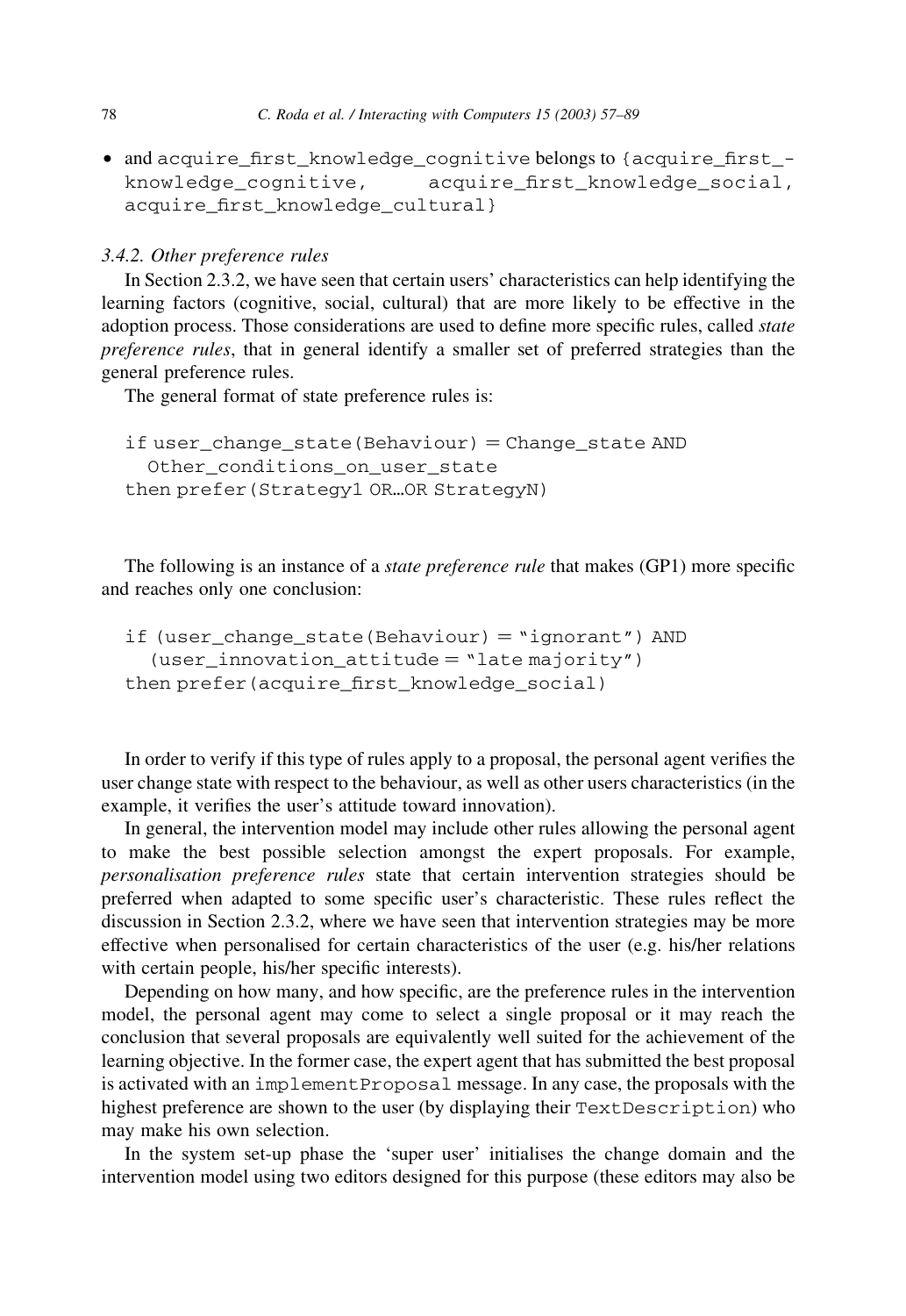- and `acquire_first_knowledge_cognitive` belongs to {`acquire_first_knowledge_cognitive`, `acquire_first_knowledge_social`, `acquire_first_knowledge_cultural`}

### 3.4.2. Other preference rules

In Section 2.3.2, we have seen that certain users' characteristics can help identifying the learning factors (cognitive, social, cultural) that are more likely to be effective in the adoption process. Those considerations are used to define more specific rules, called *state preference rules*, that in general identify a smaller set of preferred strategies than the general preference rules.

The general format of state preference rules is:

```
if user_change_state(Behaviour) = Change_state AND
  Other_conditions_on_user_state
then prefer(Strategy1 OR…OR StrategyN)
```

The following is an instance of a *state preference rule* that makes (GP1) more specific and reaches only one conclusion:

```
if (user_change_state(Behaviour) = "ignorant") AND
  (user_innovation_attitude = "late majority")
then prefer(acquire_first_knowledge_social)
```

In order to verify if this type of rules apply to a proposal, the personal agent verifies the user change state with respect to the behaviour, as well as other users characteristics (in the example, it verifies the user's attitude toward innovation).

In general, the intervention model may include other rules allowing the personal agent to make the best possible selection amongst the expert proposals. For example, *personalisation preference rules* state that certain intervention strategies should be preferred when adapted to some specific user's characteristic. These rules reflect the discussion in Section 2.3.2, where we have seen that intervention strategies may be more effective when personalised for certain characteristics of the user (e.g. his/her relations with certain people, his/her specific interests).

Depending on how many, and how specific, are the preference rules in the intervention model, the personal agent may come to select a single proposal or it may reach the conclusion that several proposals are equivalently well suited for the achievement of the learning objective. In the former case, the expert agent that has submitted the best proposal is activated with an `implementProposal` message. In any case, the proposals with the highest preference are shown to the user (by displaying their `TextDescription`) who may make his own selection.

In the system set-up phase the 'super user' initialises the change domain and the intervention model using two editors designed for this purpose (these editors may also be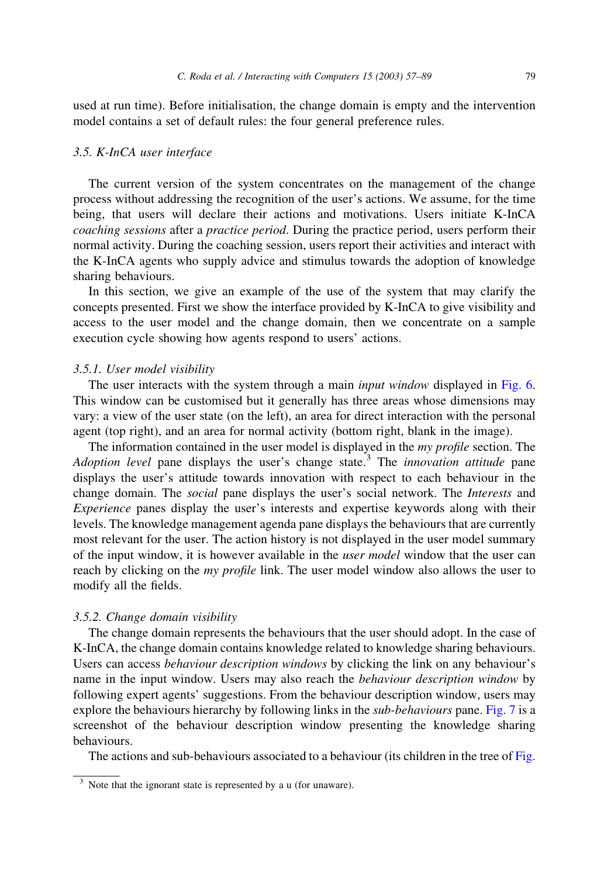used at run time). Before initialisation, the change domain is empty and the intervention model contains a set of default rules: the four general preference rules.

### 3.5. K-InCA user interface

The current version of the system concentrates on the management of the change process without addressing the recognition of the user's actions. We assume, for the time being, that users will declare their actions and motivations. Users initiate K-InCA *coaching sessions* after a *practice period*. During the practice period, users perform their normal activity. During the coaching session, users report their activities and interact with the K-InCA agents who supply advice and stimulus towards the adoption of knowledge sharing behaviours.

In this section, we give an example of the use of the system that may clarify the concepts presented. First we show the interface provided by K-InCA to give visibility and access to the user model and the change domain, then we concentrate on a sample execution cycle showing how agents respond to users' actions.

#### 3.5.1. User model visibility

The user interacts with the system through a main *input window* displayed in Fig. 6. This window can be customised but it generally has three areas whose dimensions may vary: a view of the user state (on the left), an area for direct interaction with the personal agent (top right), and an area for normal activity (bottom right, blank in the image).

The information contained in the user model is displayed in the *my profile* section. The *Adoption level* pane displays the user's change state.[3] The *innovation attitude* pane displays the user's attitude towards innovation with respect to each behaviour in the change domain. The *social* pane displays the user's social network. The *Interests* and *Experience* panes display the user's interests and expertise keywords along with their levels. The knowledge management agenda pane displays the behaviours that are currently most relevant for the user. The action history is not displayed in the user model summary of the input window, it is however available in the *user model* window that the user can reach by clicking on the *my profile* link. The user model window also allows the user to modify all the fields.

#### 3.5.2. Change domain visibility

The change domain represents the behaviours that the user should adopt. In the case of K-InCA, the change domain contains knowledge related to knowledge sharing behaviours. Users can access *behaviour description windows* by clicking the link on any behaviour's name in the input window. Users may also reach the *behaviour description window* by following expert agents' suggestions. From the behaviour description window, users may explore the behaviours hierarchy by following links in the *sub-behaviours* pane. Fig. 7 is a screenshot of the behaviour description window presenting the knowledge sharing behaviours.

The actions and sub-behaviours associated to a behaviour (its children in the tree of Fig.

[3] Note that the ignorant state is represented by a u (for unaware).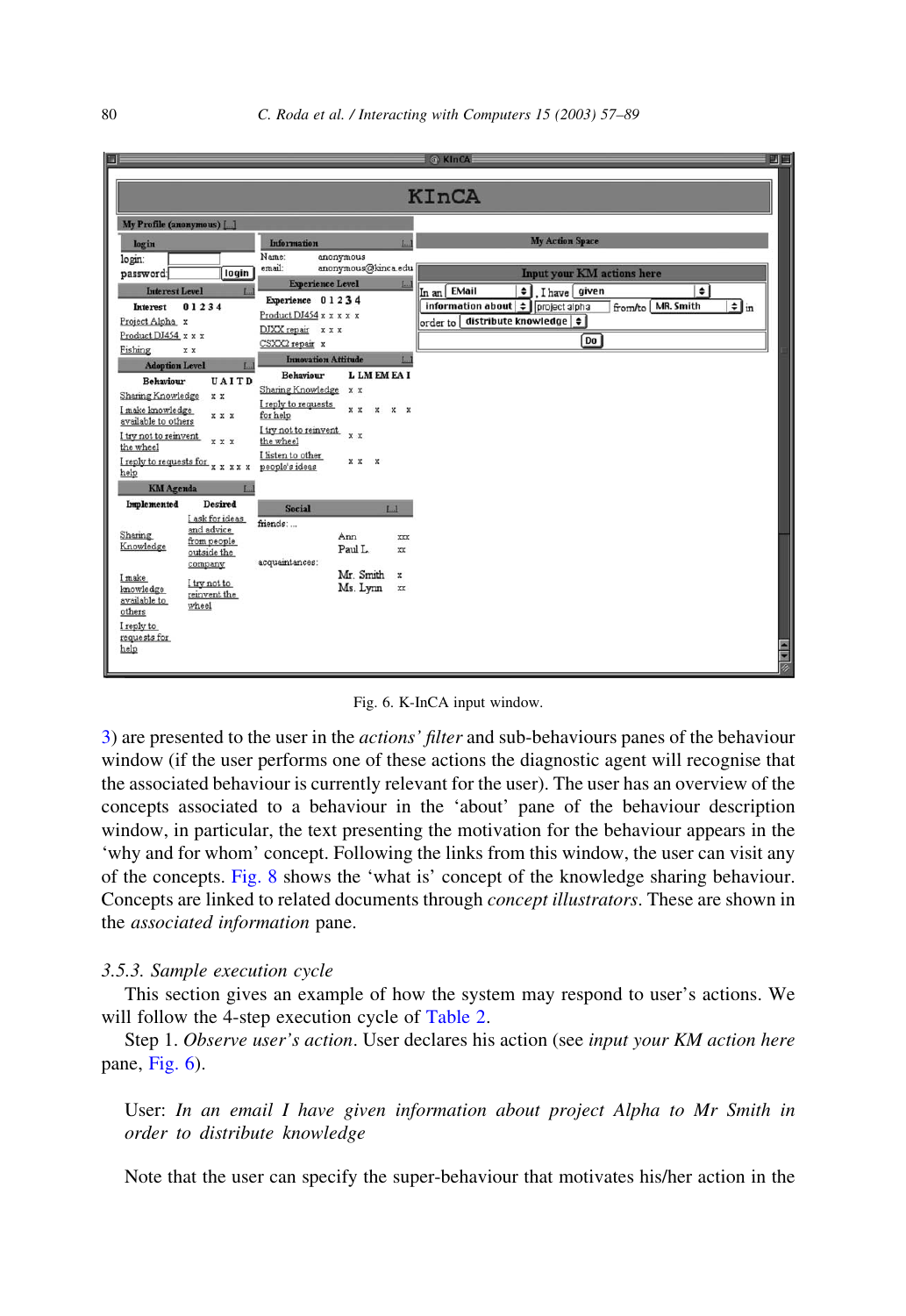Fig. 6. K-InCA input window.

3) are presented to the user in the *actions' filter* and sub-behaviours panes of the behaviour window (if the user performs one of these actions the diagnostic agent will recognise that the associated behaviour is currently relevant for the user). The user has an overview of the concepts associated to a behaviour in the 'about' pane of the behaviour description window, in particular, the text presenting the motivation for the behaviour appears in the 'why and for whom' concept. Following the links from this window, the user can visit any of the concepts. Fig. 8 shows the 'what is' concept of the knowledge sharing behaviour. Concepts are linked to related documents through *concept illustrators*. These are shown in the *associated information* pane.

### 3.5.3. Sample execution cycle

This section gives an example of how the system may respond to user's actions. We will follow the 4-step execution cycle of Table 2.

Step 1. *Observe user's action*. User declares his action (see *input your KM action here* pane, Fig. 6).

> User: *In an email I have given information about project Alpha to Mr Smith in order to distribute knowledge*

Note that the user can specify the super-behaviour that motivates his/her action in the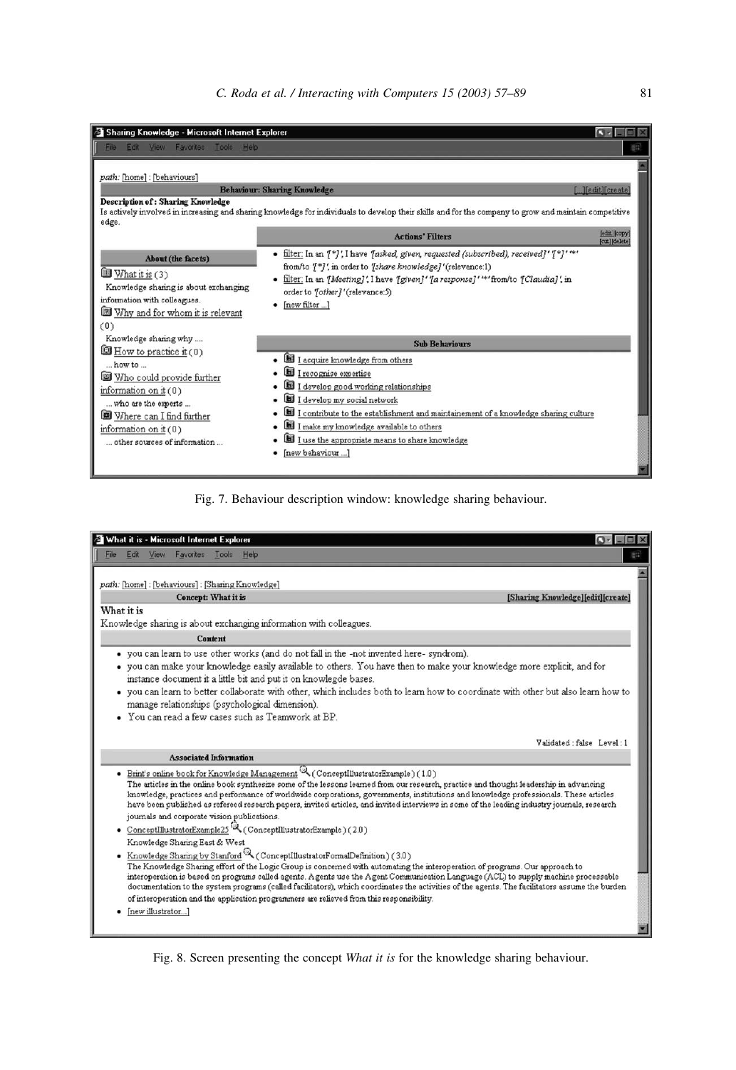Fig. 7. Behaviour description window: knowledge sharing behaviour.

Fig. 8. Screen presenting the concept *What it is* for the knowledge sharing behaviour.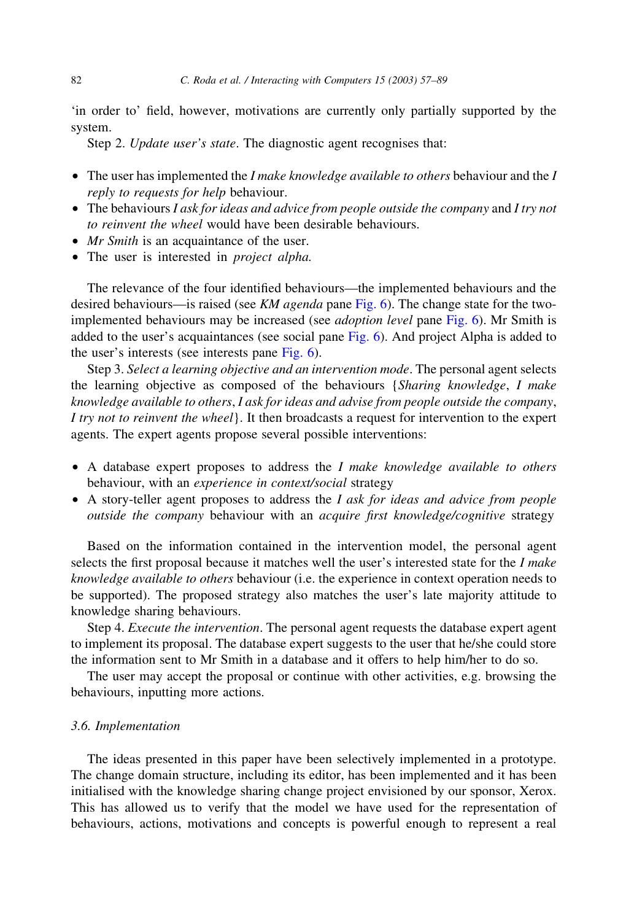'in order to' field, however, motivations are currently only partially supported by the system.

Step 2. *Update user's state*. The diagnostic agent recognises that:

- The user has implemented the *I make knowledge available to others* behaviour and the *I reply to requests for help* behaviour.
- The behaviours *I ask for ideas and advice from people outside the company* and *I try not to reinvent the wheel* would have been desirable behaviours.
- *Mr Smith* is an acquaintance of the user.
- The user is interested in *project alpha.*

The relevance of the four identified behaviours—the implemented behaviours and the desired behaviours—is raised (see *KM agenda* pane Fig. 6). The change state for the two-implemented behaviours may be increased (see *adoption level* pane Fig. 6). Mr Smith is added to the user's acquaintances (see social pane Fig. 6). And project Alpha is added to the user's interests (see interests pane Fig. 6).

Step 3. *Select a learning objective and an intervention mode*. The personal agent selects the learning objective as composed of the behaviours {*Sharing knowledge*, *I make knowledge available to others*, *I ask for ideas and advise from people outside the company*, *I try not to reinvent the wheel*}. It then broadcasts a request for intervention to the expert agents. The expert agents propose several possible interventions:

- A database expert proposes to address the *I make knowledge available to others* behaviour, with an *experience in context/social* strategy
- A story-teller agent proposes to address the *I ask for ideas and advice from people outside the company* behaviour with an *acquire first knowledge/cognitive* strategy

Based on the information contained in the intervention model, the personal agent selects the first proposal because it matches well the user's interested state for the *I make knowledge available to others* behaviour (i.e. the experience in context operation needs to be supported). The proposed strategy also matches the user's late majority attitude to knowledge sharing behaviours.

Step 4. *Execute the intervention*. The personal agent requests the database expert agent to implement its proposal. The database expert suggests to the user that he/she could store the information sent to Mr Smith in a database and it offers to help him/her to do so.

The user may accept the proposal or continue with other activities, e.g. browsing the behaviours, inputting more actions.

### 3.6. Implementation

The ideas presented in this paper have been selectively implemented in a prototype. The change domain structure, including its editor, has been implemented and it has been initialised with the knowledge sharing change project envisioned by our sponsor, Xerox. This has allowed us to verify that the model we have used for the representation of behaviours, actions, motivations and concepts is powerful enough to represent a real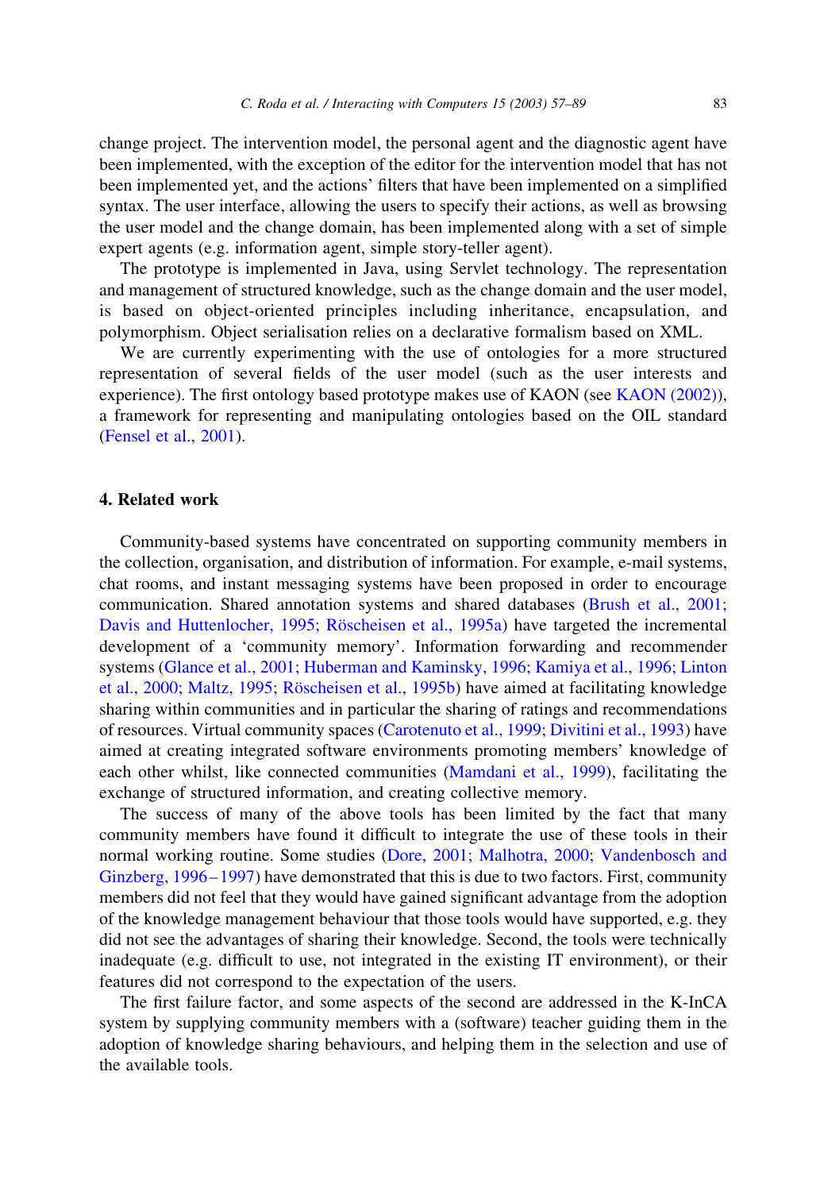change project. The intervention model, the personal agent and the diagnostic agent have been implemented, with the exception of the editor for the intervention model that has not been implemented yet, and the actions' filters that have been implemented on a simplified syntax. The user interface, allowing the users to specify their actions, as well as browsing the user model and the change domain, has been implemented along with a set of simple expert agents (e.g. information agent, simple story-teller agent).

The prototype is implemented in Java, using Servlet technology. The representation and management of structured knowledge, such as the change domain and the user model, is based on object-oriented principles including inheritance, encapsulation, and polymorphism. Object serialisation relies on a declarative formalism based on XML.

We are currently experimenting with the use of ontologies for a more structured representation of several fields of the user model (such as the user interests and experience). The first ontology based prototype makes use of KAON (see KAON (2002)), a framework for representing and manipulating ontologies based on the OIL standard (Fensel et al., 2001).

## 4. Related work

Community-based systems have concentrated on supporting community members in the collection, organisation, and distribution of information. For example, e-mail systems, chat rooms, and instant messaging systems have been proposed in order to encourage communication. Shared annotation systems and shared databases (Brush et al., 2001; Davis and Huttenlocher, 1995; Röscheisen et al., 1995a) have targeted the incremental development of a 'community memory'. Information forwarding and recommender systems (Glance et al., 2001; Huberman and Kaminsky, 1996; Kamiya et al., 1996; Linton et al., 2000; Maltz, 1995; Röscheisen et al., 1995b) have aimed at facilitating knowledge sharing within communities and in particular the sharing of ratings and recommendations of resources. Virtual community spaces (Carotenuto et al., 1999; Divitini et al., 1993) have aimed at creating integrated software environments promoting members' knowledge of each other whilst, like connected communities (Mamdani et al., 1999), facilitating the exchange of structured information, and creating collective memory.

The success of many of the above tools has been limited by the fact that many community members have found it difficult to integrate the use of these tools in their normal working routine. Some studies (Dore, 2001; Malhotra, 2000; Vandenbosch and Ginzberg, 1996–1997) have demonstrated that this is due to two factors. First, community members did not feel that they would have gained significant advantage from the adoption of the knowledge management behaviour that those tools would have supported, e.g. they did not see the advantages of sharing their knowledge. Second, the tools were technically inadequate (e.g. difficult to use, not integrated in the existing IT environment), or their features did not correspond to the expectation of the users.

The first failure factor, and some aspects of the second are addressed in the K-InCA system by supplying community members with a (software) teacher guiding them in the adoption of knowledge sharing behaviours, and helping them in the selection and use of the available tools.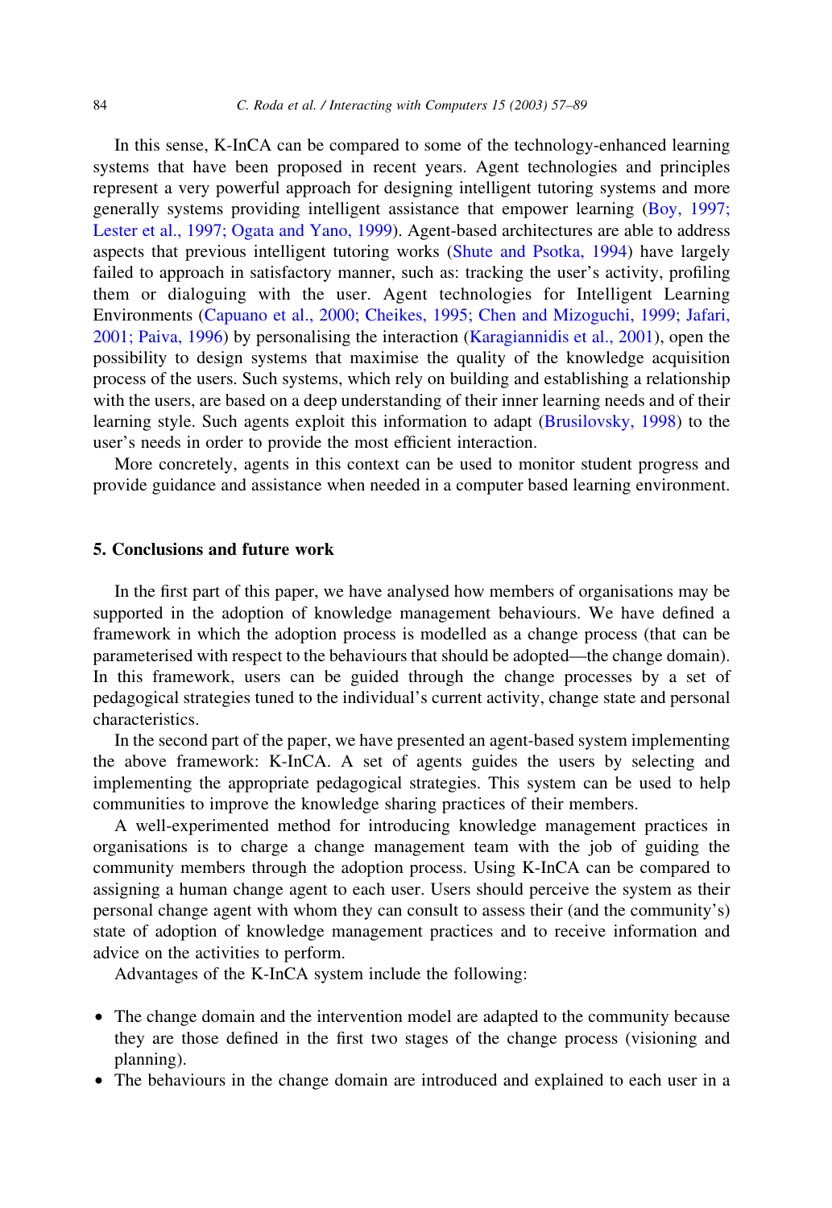In this sense, K-InCA can be compared to some of the technology-enhanced learning systems that have been proposed in recent years. Agent technologies and principles represent a very powerful approach for designing intelligent tutoring systems and more generally systems providing intelligent assistance that empower learning (Boy, 1997; Lester et al., 1997; Ogata and Yano, 1999). Agent-based architectures are able to address aspects that previous intelligent tutoring works (Shute and Psotka, 1994) have largely failed to approach in satisfactory manner, such as: tracking the user's activity, profiling them or dialoguing with the user. Agent technologies for Intelligent Learning Environments (Capuano et al., 2000; Cheikes, 1995; Chen and Mizoguchi, 1999; Jafari, 2001; Paiva, 1996) by personalising the interaction (Karagiannidis et al., 2001), open the possibility to design systems that maximise the quality of the knowledge acquisition process of the users. Such systems, which rely on building and establishing a relationship with the users, are based on a deep understanding of their inner learning needs and of their learning style. Such agents exploit this information to adapt (Brusilovsky, 1998) to the user's needs in order to provide the most efficient interaction.

More concretely, agents in this context can be used to monitor student progress and provide guidance and assistance when needed in a computer based learning environment.

## 5. Conclusions and future work

In the first part of this paper, we have analysed how members of organisations may be supported in the adoption of knowledge management behaviours. We have defined a framework in which the adoption process is modelled as a change process (that can be parameterised with respect to the behaviours that should be adopted—the change domain). In this framework, users can be guided through the change processes by a set of pedagogical strategies tuned to the individual's current activity, change state and personal characteristics.

In the second part of the paper, we have presented an agent-based system implementing the above framework: K-InCA. A set of agents guides the users by selecting and implementing the appropriate pedagogical strategies. This system can be used to help communities to improve the knowledge sharing practices of their members.

A well-experimented method for introducing knowledge management practices in organisations is to charge a change management team with the job of guiding the community members through the adoption process. Using K-InCA can be compared to assigning a human change agent to each user. Users should perceive the system as their personal change agent with whom they can consult to assess their (and the community's) state of adoption of knowledge management practices and to receive information and advice on the activities to perform.

Advantages of the K-InCA system include the following:

- The change domain and the intervention model are adapted to the community because they are those defined in the first two stages of the change process (visioning and planning).
- The behaviours in the change domain are introduced and explained to each user in a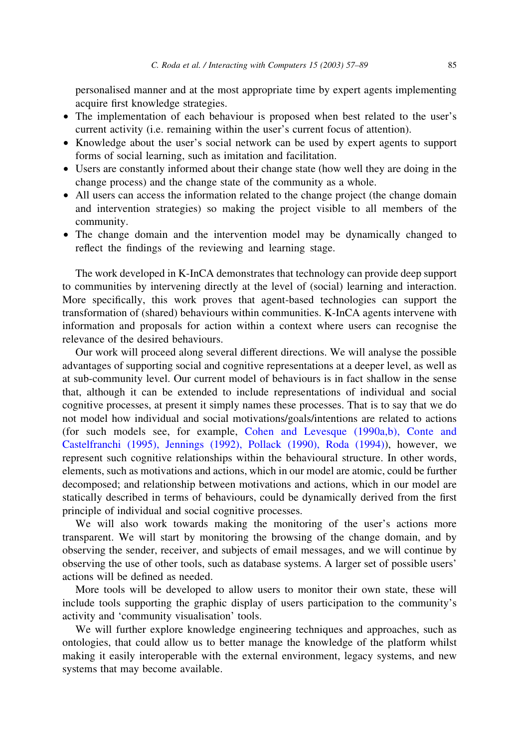personalised manner and at the most appropriate time by expert agents implementing acquire first knowledge strategies.

- The implementation of each behaviour is proposed when best related to the user's current activity (i.e. remaining within the user's current focus of attention).
- Knowledge about the user's social network can be used by expert agents to support forms of social learning, such as imitation and facilitation.
- Users are constantly informed about their change state (how well they are doing in the change process) and the change state of the community as a whole.
- All users can access the information related to the change project (the change domain and intervention strategies) so making the project visible to all members of the community.
- The change domain and the intervention model may be dynamically changed to reflect the findings of the reviewing and learning stage.

The work developed in K-InCA demonstrates that technology can provide deep support to communities by intervening directly at the level of (social) learning and interaction. More specifically, this work proves that agent-based technologies can support the transformation of (shared) behaviours within communities. K-InCA agents intervene with information and proposals for action within a context where users can recognise the relevance of the desired behaviours.

Our work will proceed along several different directions. We will analyse the possible advantages of supporting social and cognitive representations at a deeper level, as well as at sub-community level. Our current model of behaviours is in fact shallow in the sense that, although it can be extended to include representations of individual and social cognitive processes, at present it simply names these processes. That is to say that we do not model how individual and social motivations/goals/intentions are related to actions (for such models see, for example, Cohen and Levesque (1990a,b), Conte and Castelfranchi (1995), Jennings (1992), Pollack (1990), Roda (1994)), however, we represent such cognitive relationships within the behavioural structure. In other words, elements, such as motivations and actions, which in our model are atomic, could be further decomposed; and relationship between motivations and actions, which in our model are statically described in terms of behaviours, could be dynamically derived from the first principle of individual and social cognitive processes.

We will also work towards making the monitoring of the user's actions more transparent. We will start by monitoring the browsing of the change domain, and by observing the sender, receiver, and subjects of email messages, and we will continue by observing the use of other tools, such as database systems. A larger set of possible users' actions will be defined as needed.

More tools will be developed to allow users to monitor their own state, these will include tools supporting the graphic display of users participation to the community's activity and 'community visualisation' tools.

We will further explore knowledge engineering techniques and approaches, such as ontologies, that could allow us to better manage the knowledge of the platform whilst making it easily interoperable with the external environment, legacy systems, and new systems that may become available.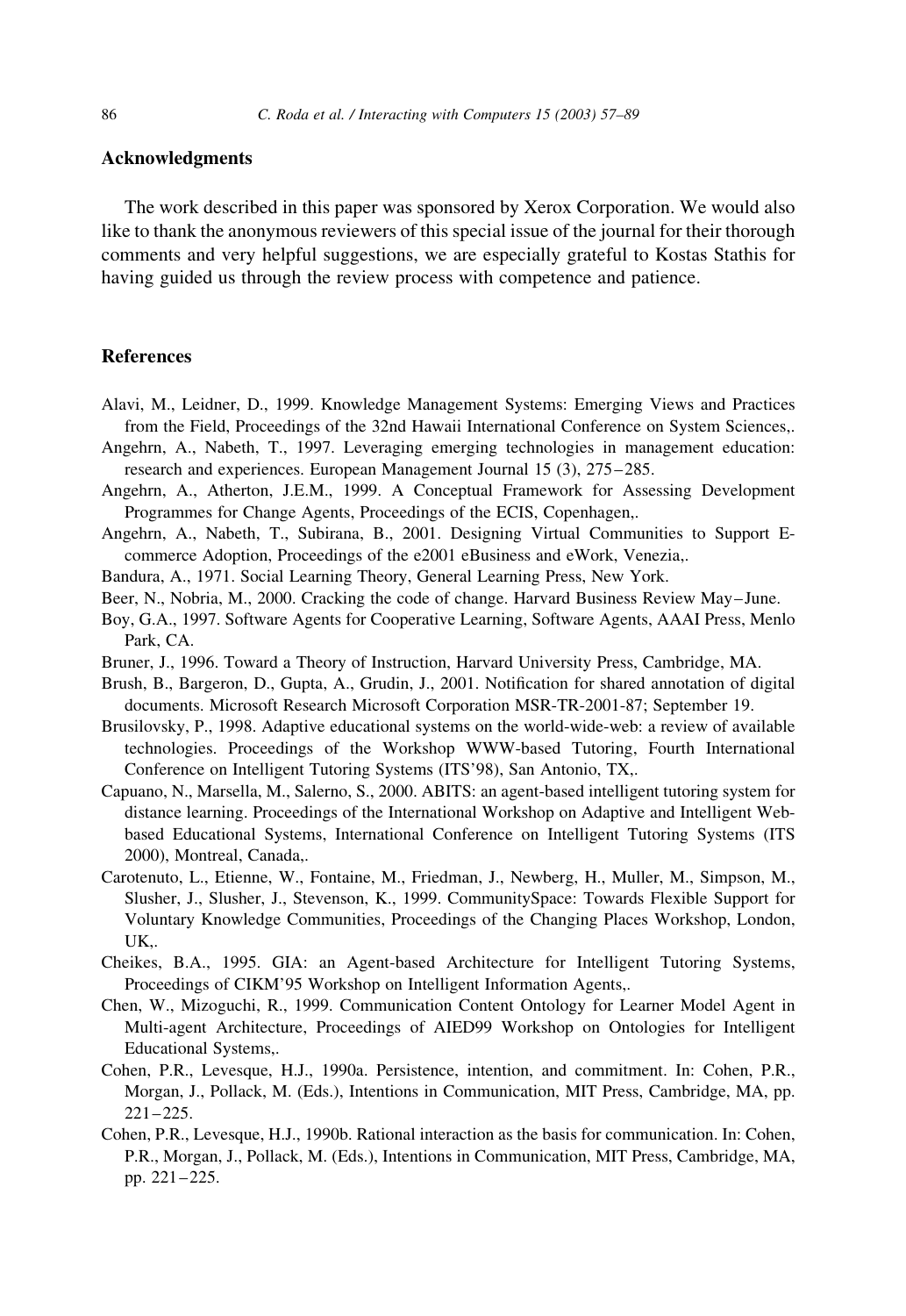## Acknowledgments

The work described in this paper was sponsored by Xerox Corporation. We would also like to thank the anonymous reviewers of this special issue of the journal for their thorough comments and very helpful suggestions, we are especially grateful to Kostas Stathis for having guided us through the review process with competence and patience.

## References

Alavi, M., Leidner, D., 1999. Knowledge Management Systems: Emerging Views and Practices from the Field, Proceedings of the 32nd Hawaii International Conference on System Sciences,.

Angehrn, A., Nabeth, T., 1997. Leveraging emerging technologies in management education: research and experiences. European Management Journal 15 (3), 275–285.

Angehrn, A., Atherton, J.E.M., 1999. A Conceptual Framework for Assessing Development Programmes for Change Agents, Proceedings of the ECIS, Copenhagen,.

Angehrn, A., Nabeth, T., Subirana, B., 2001. Designing Virtual Communities to Support E-commerce Adoption, Proceedings of the e2001 eBusiness and eWork, Venezia,.

Bandura, A., 1971. Social Learning Theory, General Learning Press, New York.

Beer, N., Nobria, M., 2000. Cracking the code of change. Harvard Business Review May–June.

Boy, G.A., 1997. Software Agents for Cooperative Learning, Software Agents, AAAI Press, Menlo Park, CA.

Bruner, J., 1996. Toward a Theory of Instruction, Harvard University Press, Cambridge, MA.

Brush, B., Bargeron, D., Gupta, A., Grudin, J., 2001. Notification for shared annotation of digital documents. Microsoft Research Microsoft Corporation MSR-TR-2001-87; September 19.

Brusilovsky, P., 1998. Adaptive educational systems on the world-wide-web: a review of available technologies. Proceedings of the Workshop WWW-based Tutoring, Fourth International Conference on Intelligent Tutoring Systems (ITS'98), San Antonio, TX,.

Capuano, N., Marsella, M., Salerno, S., 2000. ABITS: an agent-based intelligent tutoring system for distance learning. Proceedings of the International Workshop on Adaptive and Intelligent Web-based Educational Systems, International Conference on Intelligent Tutoring Systems (ITS 2000), Montreal, Canada,.

Carotenuto, L., Etienne, W., Fontaine, M., Friedman, J., Newberg, H., Muller, M., Simpson, M., Slusher, J., Slusher, J., Stevenson, K., 1999. CommunitySpace: Towards Flexible Support for Voluntary Knowledge Communities, Proceedings of the Changing Places Workshop, London, UK,.

Cheikes, B.A., 1995. GIA: an Agent-based Architecture for Intelligent Tutoring Systems, Proceedings of CIKM'95 Workshop on Intelligent Information Agents,.

Chen, W., Mizoguchi, R., 1999. Communication Content Ontology for Learner Model Agent in Multi-agent Architecture, Proceedings of AIED99 Workshop on Ontologies for Intelligent Educational Systems,.

Cohen, P.R., Levesque, H.J., 1990a. Persistence, intention, and commitment. In: Cohen, P.R., Morgan, J., Pollack, M. (Eds.), Intentions in Communication, MIT Press, Cambridge, MA, pp. 221–225.

Cohen, P.R., Levesque, H.J., 1990b. Rational interaction as the basis for communication. In: Cohen, P.R., Morgan, J., Pollack, M. (Eds.), Intentions in Communication, MIT Press, Cambridge, MA, pp. 221–225.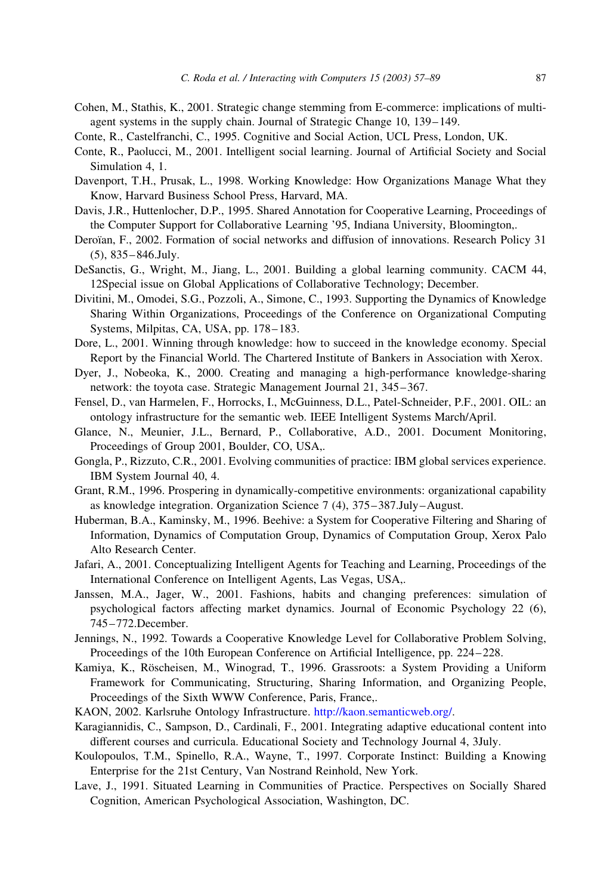Cohen, M., Stathis, K., 2001. Strategic change stemming from E-commerce: implications of multi-agent systems in the supply chain. Journal of Strategic Change 10, 139–149.

Conte, R., Castelfranchi, C., 1995. Cognitive and Social Action, UCL Press, London, UK.

Conte, R., Paolucci, M., 2001. Intelligent social learning. Journal of Artificial Society and Social Simulation 4, 1.

Davenport, T.H., Prusak, L., 1998. Working Knowledge: How Organizations Manage What they Know, Harvard Business School Press, Harvard, MA.

Davis, J.R., Huttenlocher, D.P., 1995. Shared Annotation for Cooperative Learning, Proceedings of the Computer Support for Collaborative Learning '95, Indiana University, Bloomington,.

Deroïan, F., 2002. Formation of social networks and diffusion of innovations. Research Policy 31 (5), 835–846.July.

DeSanctis, G., Wright, M., Jiang, L., 2001. Building a global learning community. CACM 44, 12Special issue on Global Applications of Collaborative Technology; December.

Divitini, M., Omodei, S.G., Pozzoli, A., Simone, C., 1993. Supporting the Dynamics of Knowledge Sharing Within Organizations, Proceedings of the Conference on Organizational Computing Systems, Milpitas, CA, USA, pp. 178–183.

Dore, L., 2001. Winning through knowledge: how to succeed in the knowledge economy. Special Report by the Financial World. The Chartered Institute of Bankers in Association with Xerox.

Dyer, J., Nobeoka, K., 2000. Creating and managing a high-performance knowledge-sharing network: the toyota case. Strategic Management Journal 21, 345–367.

Fensel, D., van Harmelen, F., Horrocks, I., McGuinness, D.L., Patel-Schneider, P.F., 2001. OIL: an ontology infrastructure for the semantic web. IEEE Intelligent Systems March/April.

Glance, N., Meunier, J.L., Bernard, P., Collaborative, A.D., 2001. Document Monitoring, Proceedings of Group 2001, Boulder, CO, USA,.

Gongla, P., Rizzuto, C.R., 2001. Evolving communities of practice: IBM global services experience. IBM System Journal 40, 4.

Grant, R.M., 1996. Prospering in dynamically-competitive environments: organizational capability as knowledge integration. Organization Science 7 (4), 375–387.July–August.

Huberman, B.A., Kaminsky, M., 1996. Beehive: a System for Cooperative Filtering and Sharing of Information, Dynamics of Computation Group, Dynamics of Computation Group, Xerox Palo Alto Research Center.

Jafari, A., 2001. Conceptualizing Intelligent Agents for Teaching and Learning, Proceedings of the International Conference on Intelligent Agents, Las Vegas, USA,.

Janssen, M.A., Jager, W., 2001. Fashions, habits and changing preferences: simulation of psychological factors affecting market dynamics. Journal of Economic Psychology 22 (6), 745–772.December.

Jennings, N., 1992. Towards a Cooperative Knowledge Level for Collaborative Problem Solving, Proceedings of the 10th European Conference on Artificial Intelligence, pp. 224–228.

Kamiya, K., Röscheisen, M., Winograd, T., 1996. Grassroots: a System Providing a Uniform Framework for Communicating, Structuring, Sharing Information, and Organizing People, Proceedings of the Sixth WWW Conference, Paris, France,.

KAON, 2002. Karlsruhe Ontology Infrastructure. http://kaon.semanticweb.org/.

Karagiannidis, C., Sampson, D., Cardinali, F., 2001. Integrating adaptive educational content into different courses and curricula. Educational Society and Technology Journal 4, 3July.

Koulopoulos, T.M., Spinello, R.A., Wayne, T., 1997. Corporate Instinct: Building a Knowing Enterprise for the 21st Century, Van Nostrand Reinhold, New York.

Lave, J., 1991. Situated Learning in Communities of Practice. Perspectives on Socially Shared Cognition, American Psychological Association, Washington, DC.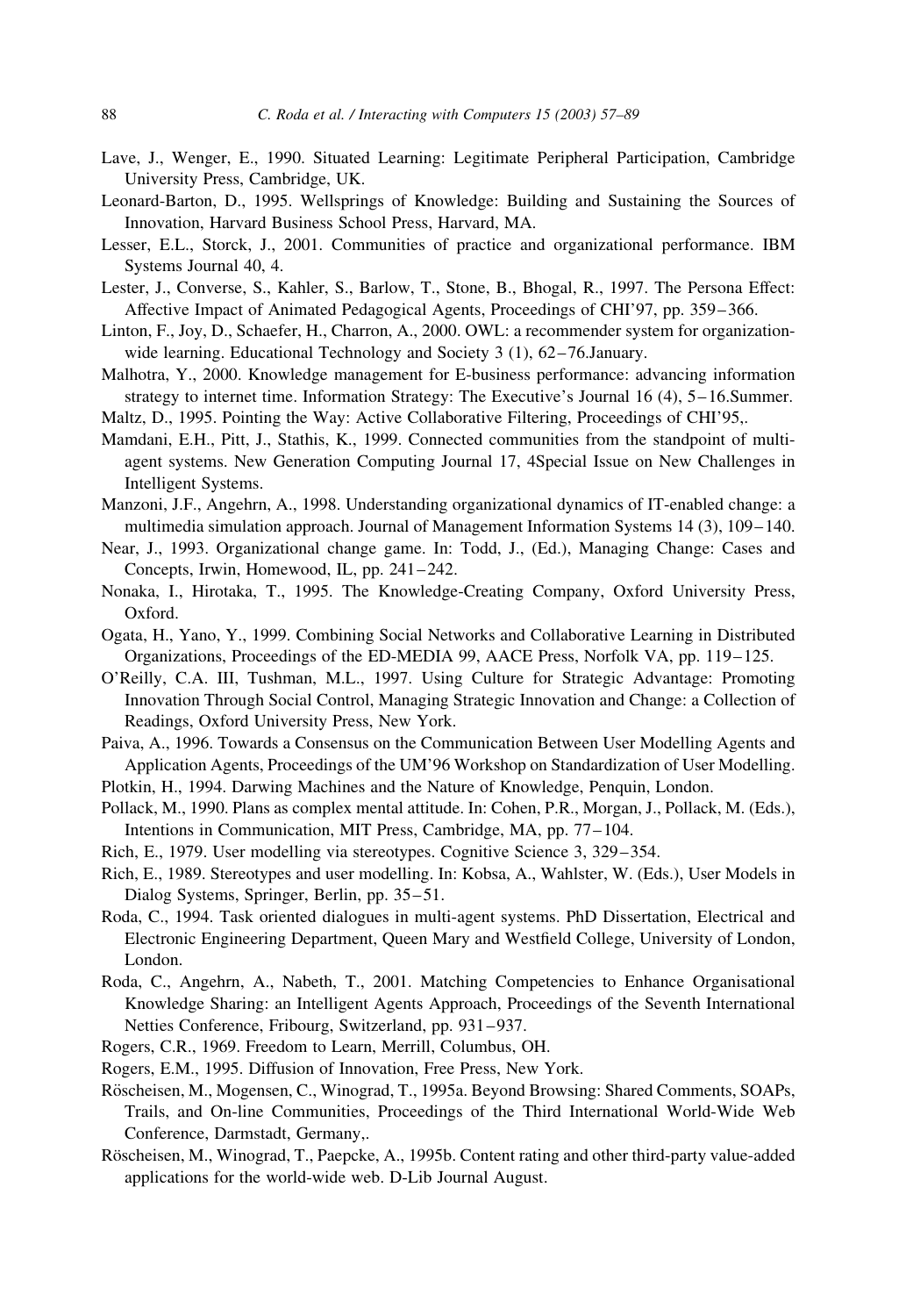Lave, J., Wenger, E., 1990. Situated Learning: Legitimate Peripheral Participation, Cambridge University Press, Cambridge, UK.

Leonard-Barton, D., 1995. Wellsprings of Knowledge: Building and Sustaining the Sources of Innovation, Harvard Business School Press, Harvard, MA.

Lesser, E.L., Storck, J., 2001. Communities of practice and organizational performance. IBM Systems Journal 40, 4.

Lester, J., Converse, S., Kahler, S., Barlow, T., Stone, B., Bhogal, R., 1997. The Persona Effect: Affective Impact of Animated Pedagogical Agents, Proceedings of CHI'97, pp. 359–366.

Linton, F., Joy, D., Schaefer, H., Charron, A., 2000. OWL: a recommender system for organization-wide learning. Educational Technology and Society 3 (1), 62–76.January.

Malhotra, Y., 2000. Knowledge management for E-business performance: advancing information strategy to internet time. Information Strategy: The Executive's Journal 16 (4), 5–16.Summer.

Maltz, D., 1995. Pointing the Way: Active Collaborative Filtering, Proceedings of CHI'95,.

Mamdani, E.H., Pitt, J., Stathis, K., 1999. Connected communities from the standpoint of multi-agent systems. New Generation Computing Journal 17, 4Special Issue on New Challenges in Intelligent Systems.

Manzoni, J.F., Angehrn, A., 1998. Understanding organizational dynamics of IT-enabled change: a multimedia simulation approach. Journal of Management Information Systems 14 (3), 109–140.

Near, J., 1993. Organizational change game. In: Todd, J., (Ed.), Managing Change: Cases and Concepts, Irwin, Homewood, IL, pp. 241–242.

Nonaka, I., Hirotaka, T., 1995. The Knowledge-Creating Company, Oxford University Press, Oxford.

Ogata, H., Yano, Y., 1999. Combining Social Networks and Collaborative Learning in Distributed Organizations, Proceedings of the ED-MEDIA 99, AACE Press, Norfolk VA, pp. 119–125.

O'Reilly, C.A. III, Tushman, M.L., 1997. Using Culture for Strategic Advantage: Promoting Innovation Through Social Control, Managing Strategic Innovation and Change: a Collection of Readings, Oxford University Press, New York.

Paiva, A., 1996. Towards a Consensus on the Communication Between User Modelling Agents and Application Agents, Proceedings of the UM'96 Workshop on Standardization of User Modelling.

Plotkin, H., 1994. Darwing Machines and the Nature of Knowledge, Penquin, London.

Pollack, M., 1990. Plans as complex mental attitude. In: Cohen, P.R., Morgan, J., Pollack, M. (Eds.), Intentions in Communication, MIT Press, Cambridge, MA, pp. 77–104.

Rich, E., 1979. User modelling via stereotypes. Cognitive Science 3, 329–354.

Rich, E., 1989. Stereotypes and user modelling. In: Kobsa, A., Wahlster, W. (Eds.), User Models in Dialog Systems, Springer, Berlin, pp. 35–51.

Roda, C., 1994. Task oriented dialogues in multi-agent systems. PhD Dissertation, Electrical and Electronic Engineering Department, Queen Mary and Westfield College, University of London, London.

Roda, C., Angehrn, A., Nabeth, T., 2001. Matching Competencies to Enhance Organisational Knowledge Sharing: an Intelligent Agents Approach, Proceedings of the Seventh International Netties Conference, Fribourg, Switzerland, pp. 931–937.

Rogers, C.R., 1969. Freedom to Learn, Merrill, Columbus, OH.

Rogers, E.M., 1995. Diffusion of Innovation, Free Press, New York.

Röscheisen, M., Mogensen, C., Winograd, T., 1995a. Beyond Browsing: Shared Comments, SOAPs, Trails, and On-line Communities, Proceedings of the Third International World-Wide Web Conference, Darmstadt, Germany,.

Röscheisen, M., Winograd, T., Paepcke, A., 1995b. Content rating and other third-party value-added applications for the world-wide web. D-Lib Journal August.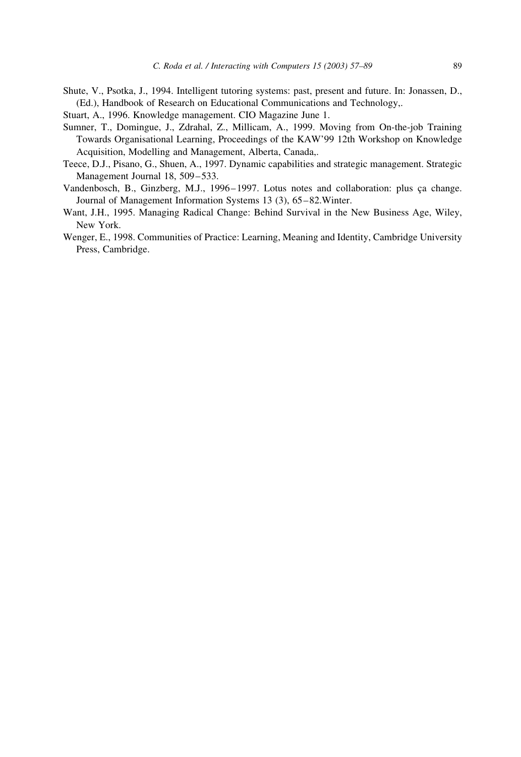Shute, V., Psotka, J., 1994. Intelligent tutoring systems: past, present and future. In: Jonassen, D., (Ed.), Handbook of Research on Educational Communications and Technology,.

Stuart, A., 1996. Knowledge management. CIO Magazine June 1.

Sumner, T., Domingue, J., Zdrahal, Z., Millicam, A., 1999. Moving from On-the-job Training Towards Organisational Learning, Proceedings of the KAW'99 12th Workshop on Knowledge Acquisition, Modelling and Management, Alberta, Canada,.

Teece, D.J., Pisano, G., Shuen, A., 1997. Dynamic capabilities and strategic management. Strategic Management Journal 18, 509–533.

Vandenbosch, B., Ginzberg, M.J., 1996–1997. Lotus notes and collaboration: plus ça change. Journal of Management Information Systems 13 (3), 65–82.Winter.

Want, J.H., 1995. Managing Radical Change: Behind Survival in the New Business Age, Wiley, New York.

Wenger, E., 1998. Communities of Practice: Learning, Meaning and Identity, Cambridge University Press, Cambridge.